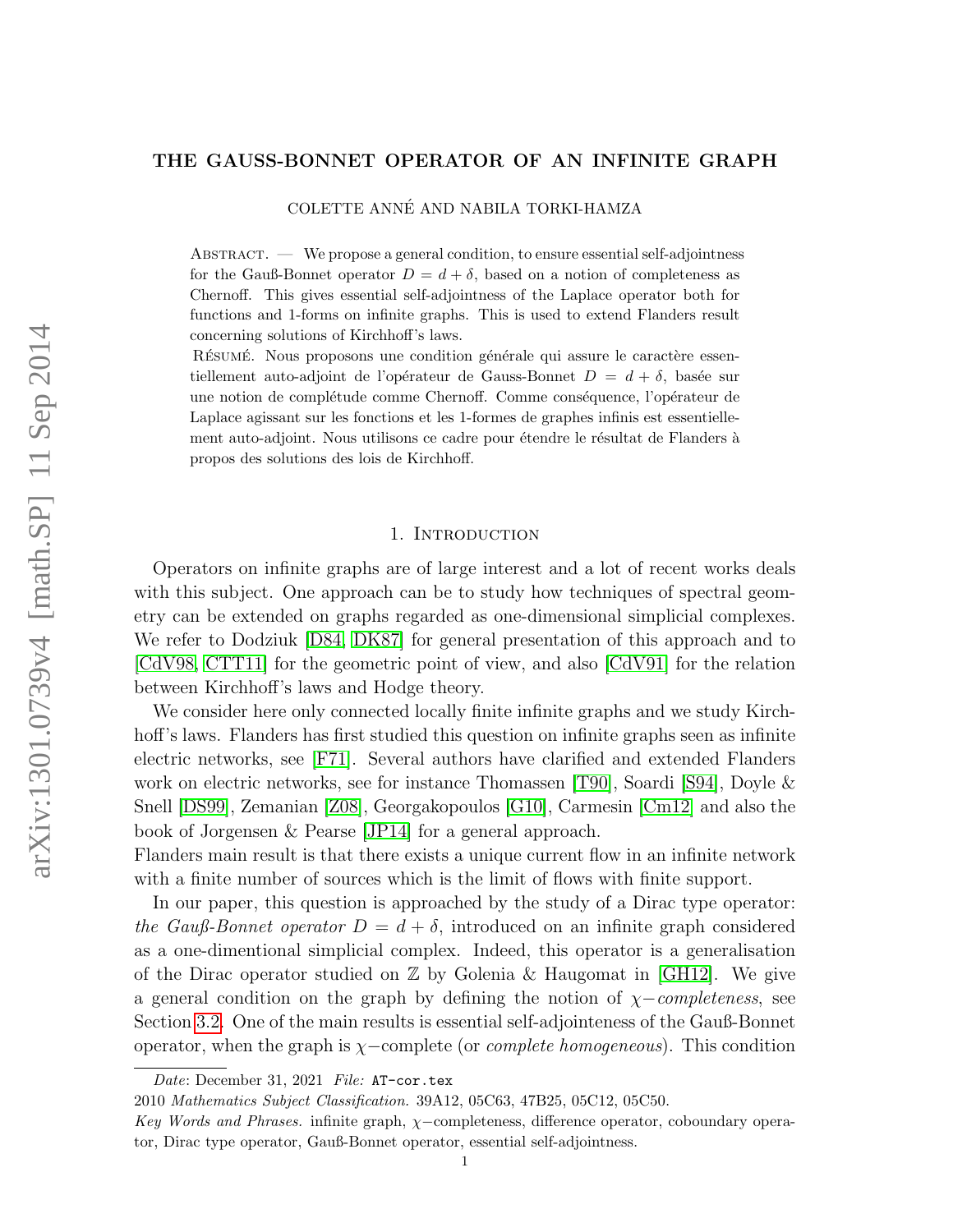# THE GAUSS-BONNET OPERATOR OF AN INFINITE GRAPH

COLETTE ANNÉ AND NABILA TORKI-HAMZA

ABSTRACT. — We propose a general condition, to ensure essential self-adjointness for the Gauß-Bonnet operator $D = d + \delta$, based on a notion of completeness as Chernoff. This gives essential self-adjointness of the Laplace operator both for functions and 1-forms on infinite graphs. This is used to extend Flanders result concerning solutions of Kirchhoff's laws.

RÉSUMÉ. Nous proposons une condition générale qui assure le caractère essentiellement auto-adjoint de l'opérateur de Gauss-Bonnet $D = d + \delta$, basée sur une notion de complétude comme Chernoff. Comme conséquence, l'opérateur de Laplace agissant sur les fonctions et les 1-formes de graphes infinis est essentiellement auto-adjoint. Nous utilisons ce cadre pour étendre le résultat de Flanders à propos des solutions des lois de Kirchhoff.

## 1. Introduction

Operators on infinite graphs are of large interest and a lot of recent works deals with this subject. One approach can be to study how techniques of spectral geometry can be extended on graphs regarded as one-dimensional simplicial complexes. We refer to Dodziuk [D84, DK87] for general presentation of this approach and to [CdV98, CTT11] for the geometric point of view, and also [CdV91] for the relation between Kirchhoff's laws and Hodge theory.

We consider here only connected locally finite infinite graphs and we study Kirchhoff's laws. Flanders has first studied this question on infinite graphs seen as infinite electric networks, see [F71]. Several authors have clarified and extended Flanders work on electric networks, see for instance Thomassen [T90], Soardi [S94], Doyle & Snell [DS99], Zemanian [Z08], Georgakopoulos [G10], Carmesin [Cm12] and also the book of Jorgensen & Pearse [JP14] for a general approach.
Flanders main result is that there exists a unique current flow in an infinite network with a finite number of sources which is the limit of flows with finite support.

In our paper, this question is approached by the study of a Dirac type operator: *the Gauß-Bonnet operator* $D = d + \delta$, introduced on an infinite graph considered as a one-dimentional simplicial complex. Indeed, this operator is a generalisation of the Dirac operator studied on $\mathbb{Z}$ by Golenia & Haugomat in [GH12]. We give a general condition on the graph by defining the notion of $\chi-$*completeness*, see Section 3.2. One of the main results is essential self-adjointeness of the Gauß-Bonnet operator, when the graph is $\chi-$complete (or *complete homogeneous*). This condition

---

*Date*: December 31, 2021 *File:* `AT-cor.tex`

2010 *Mathematics Subject Classification.* 39A12, 05C63, 47B25, 05C12, 05C50.

*Key Words and Phrases.* infinite graph, $\chi-$completeness, difference operator, coboundary operator, Dirac type operator, Gauß-Bonnet operator, essential self-adjointness.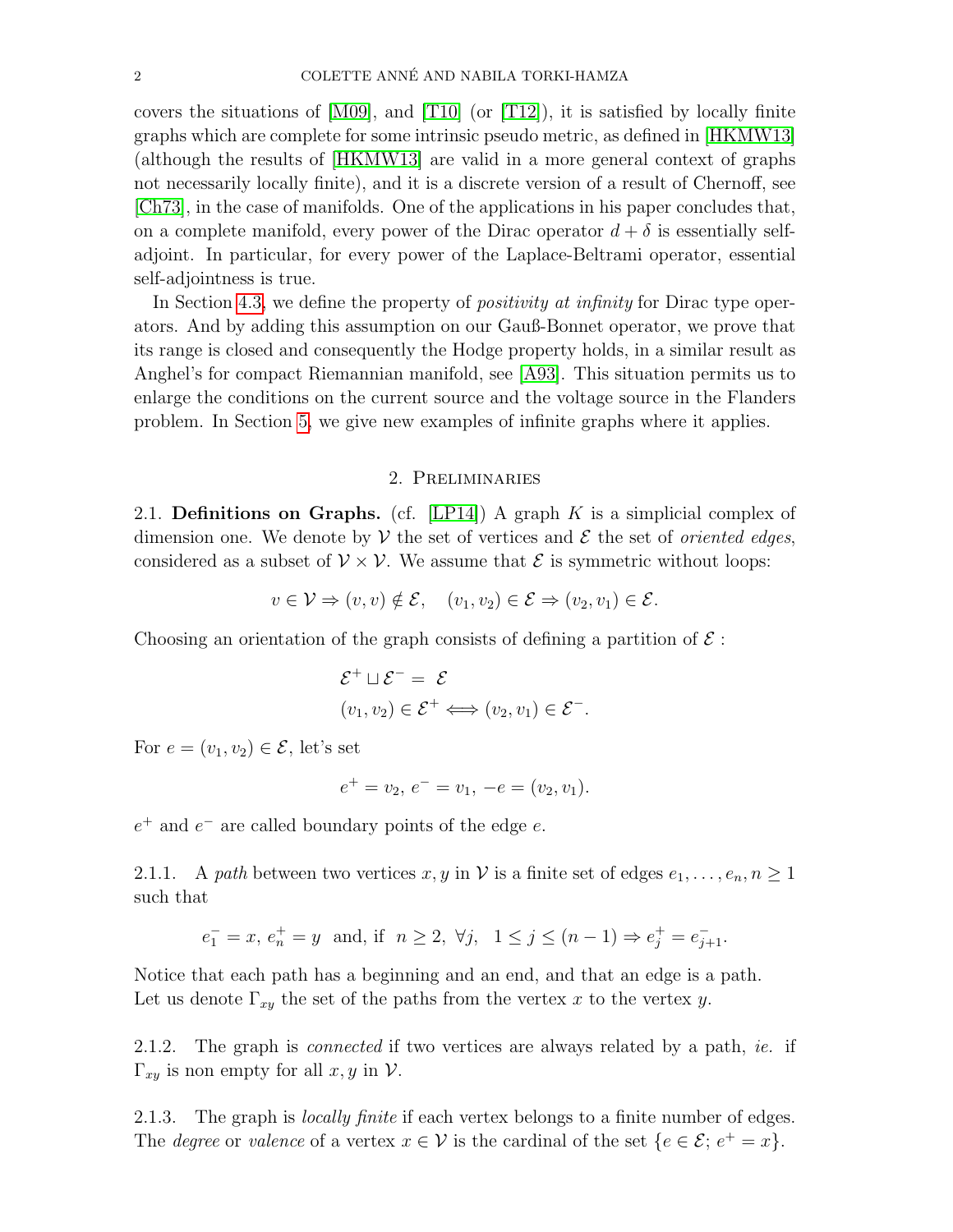covers the situations of [M09], and [T10] (or [T12]), it is satisfied by locally finite graphs which are complete for some intrinsic pseudo metric, as defined in [HKMW13] (although the results of [HKMW13] are valid in a more general context of graphs not necessarily locally finite), and it is a discrete version of a result of Chernoff, see [Ch73], in the case of manifolds. One of the applications in his paper concludes that, on a complete manifold, every power of the Dirac operator $d + \delta$ is essentially self-adjoint. In particular, for every power of the Laplace-Beltrami operator, essential self-adjointness is true.

In Section 4.3, we define the property of *positivity at infinity* for Dirac type operators. And by adding this assumption on our Gauß-Bonnet operator, we prove that its range is closed and consequently the Hodge property holds, in a similar result as Anghel's for compact Riemannian manifold, see [A93]. This situation permits us to enlarge the conditions on the current source and the voltage source in the Flanders problem. In Section 5, we give new examples of infinite graphs where it applies.

## 2. Preliminaries

2.1. **Definitions on Graphs.** (cf. [LP14]) A graph $K$ is a simplicial complex of dimension one. We denote by $\mathcal{V}$ the set of vertices and $\mathcal{E}$ the set of *oriented edges*, considered as a subset of $\mathcal{V} \times \mathcal{V}$. We assume that $\mathcal{E}$ is symmetric without loops:

$$v \in \mathcal{V} \Rightarrow (v, v) \notin \mathcal{E}, \quad (v_1, v_2) \in \mathcal{E} \Rightarrow (v_2, v_1) \in \mathcal{E}.$$

Choosing an orientation of the graph consists of defining a partition of $\mathcal{E}$ :

$$\begin{aligned} \mathcal{E}^+ \sqcup \mathcal{E}^- &= \mathcal{E} \\ (v_1, v_2) \in \mathcal{E}^+ &\Longleftrightarrow (v_2, v_1) \in \mathcal{E}^-. \end{aligned}$$

For $e = (v_1, v_2) \in \mathcal{E}$, let's set

$$e^+ = v_2,\ e^- = v_1,\ -e = (v_2, v_1).$$

$e^+$ and $e^-$ are called boundary points of the edge $e$.

2.1.1. A *path* between two vertices $x, y$ in $\mathcal{V}$ is a finite set of edges $e_1, \dots, e_n, n \geq 1$ such that

$$e_1^- = x,\ e_n^+ = y \ \text{ and, if } \ n \geq 2,\ \forall j, \ \ 1 \leq j \leq (n-1) \Rightarrow e_j^+ = e_{j+1}^-.$$

Notice that each path has a beginning and an end, and that an edge is a path.
Let us denote $\Gamma_{xy}$ the set of the paths from the vertex $x$ to the vertex $y$.

2.1.2. The graph is *connected* if two vertices are always related by a path, *ie.* if $\Gamma_{xy}$ is non empty for all $x, y$ in $\mathcal{V}$.

2.1.3. The graph is *locally finite* if each vertex belongs to a finite number of edges. The *degree* or *valence* of a vertex $x \in \mathcal{V}$ is the cardinal of the set $\{e \in \mathcal{E};\ e^+ = x\}$.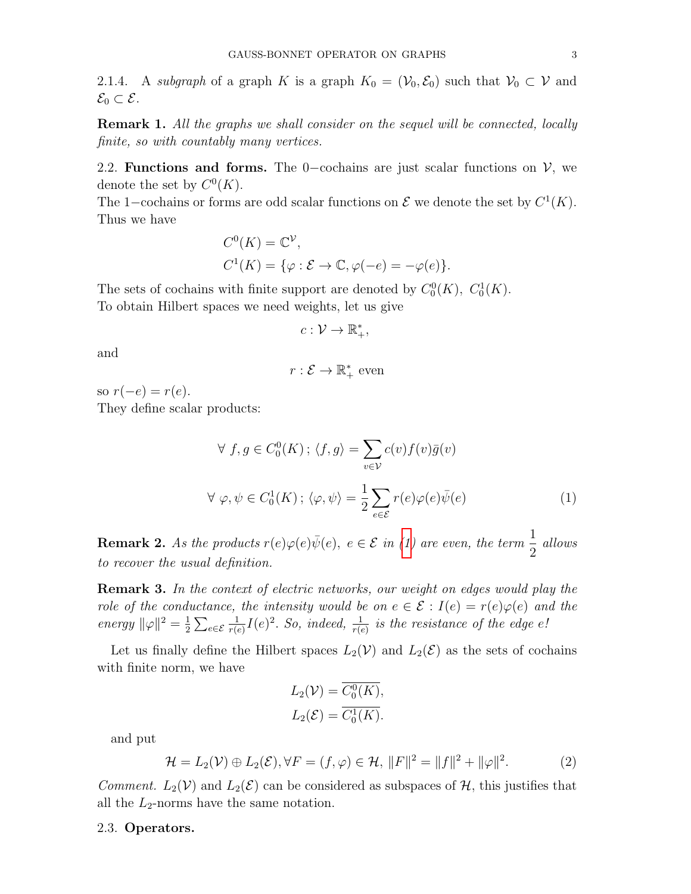2.1.4. A *subgraph* of a graph $K$ is a graph $K_0 = (\mathcal{V}_0, \mathcal{E}_0)$ such that $\mathcal{V}_0 \subset \mathcal{V}$ and $\mathcal{E}_0 \subset \mathcal{E}$.

**Remark 1.** *All the graphs we shall consider on the sequel will be connected, locally finite, so with countably many vertices.*

2.2. **Functions and forms.** The $0-$cochains are just scalar functions on $\mathcal{V}$, we denote the set by $C^0(K)$.
The $1-$cochains or forms are odd scalar functions on $\mathcal{E}$ we denote the set by $C^1(K)$.
Thus we have

$$
\begin{aligned}
C^0(K) &= \mathbb{C}^{\mathcal{V}}, \\
C^1(K) &= \{\varphi : \mathcal{E} \to \mathbb{C}, \varphi(-e) = -\varphi(e)\}.
\end{aligned}
$$

The sets of cochains with finite support are denoted by $C^0_0(K),\ C^1_0(K)$.
To obtain Hilbert spaces we need weights, let us give

$$
c : \mathcal{V} \to \mathbb{R}^*_+,
$$

and

$$
r : \mathcal{E} \to \mathbb{R}^*_+ \text{ even}
$$

so $r(-e) = r(e)$.
They define scalar products:

$$
\forall\ f, g \in C^0_0(K)\,;\ \langle f, g\rangle = \sum_{v\in\mathcal{V}} c(v) f(v) \bar{g}(v)
$$

$$
\forall\ \varphi, \psi \in C^1_0(K)\,;\ \langle \varphi, \psi\rangle = \frac{1}{2}\sum_{e\in\mathcal{E}} r(e)\varphi(e)\bar{\psi}(e) \tag{1}
$$

**Remark 2.** *As the products $r(e)\varphi(e)\bar{\psi}(e),\ e \in \mathcal{E}$ in (1) are even, the term $\dfrac{1}{2}$ allows to recover the usual definition.*

**Remark 3.** *In the context of electric networks, our weight on edges would play the role of the conductance, the intensity would be on $e \in \mathcal{E}$ : $I(e) = r(e)\varphi(e)$ and the energy $\|\varphi\|^2 = \frac{1}{2}\sum_{e\in\mathcal{E}} \frac{1}{r(e)} I(e)^2$. So, indeed, $\frac{1}{r(e)}$ is the resistance of the edge $e$!*

Let us finally define the Hilbert spaces $L_2(\mathcal{V})$ and $L_2(\mathcal{E})$ as the sets of cochains with finite norm, we have

$$
\begin{aligned}
L_2(\mathcal{V}) &= \overline{C^0_0(K)}, \\
L_2(\mathcal{E}) &= \overline{C^1_0(K)}.
\end{aligned}
$$

and put

$$
\mathcal{H} = L_2(\mathcal{V}) \oplus L_2(\mathcal{E}), \forall F = (f, \varphi) \in \mathcal{H},\ \|F\|^2 = \|f\|^2 + \|\varphi\|^2. \tag{2}
$$

*Comment.* $L_2(\mathcal{V})$ and $L_2(\mathcal{E})$ can be considered as subspaces of $\mathcal{H}$, this justifies that all the $L_2$-norms have the same notation.

2.3. **Operators.**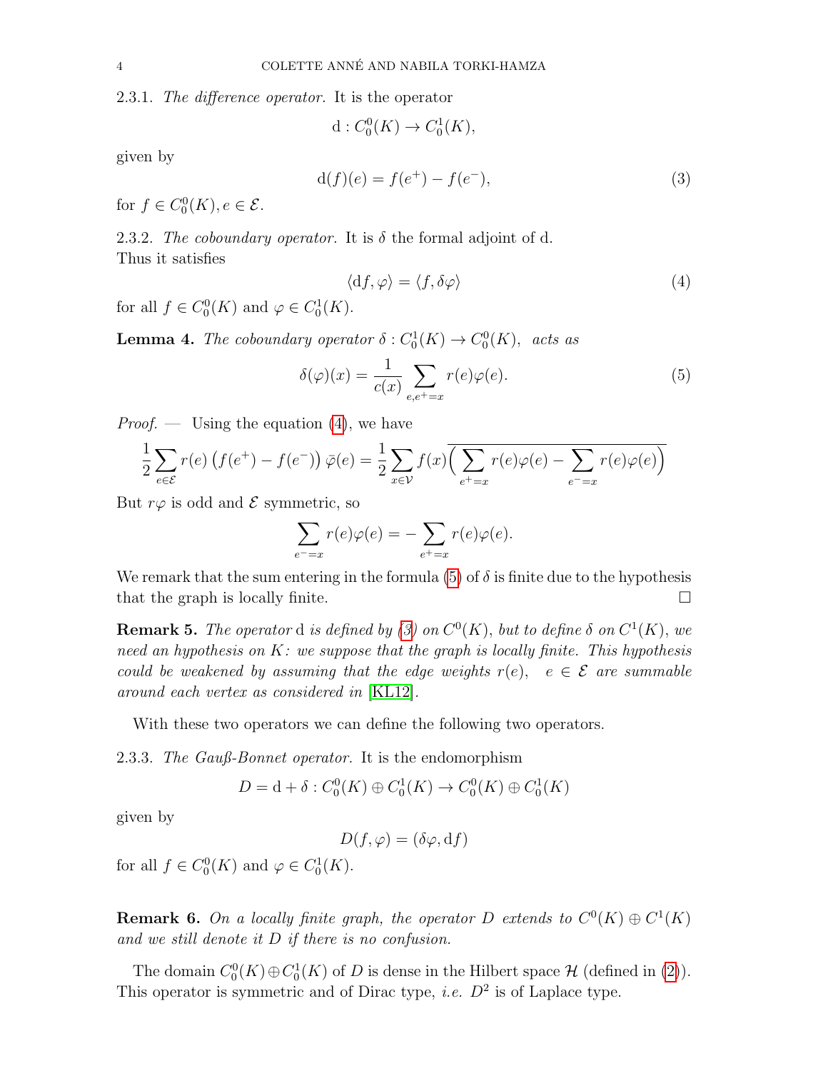2.3.1. *The difference operator.* It is the operator

$$\mathrm{d} : C_0^0(K) \to C_0^1(K),$$

given by

$$\mathrm{d}(f)(e) = f(e^+) - f(e^-), \tag{3}$$

for $f \in C_0^0(K), e \in \mathcal{E}$.

2.3.2. *The coboundary operator.* It is $\delta$ the formal adjoint of d.
Thus it satisfies

$$\langle \mathrm{d}f, \varphi \rangle = \langle f, \delta\varphi \rangle \tag{4}$$

for all $f \in C_0^0(K)$ and $\varphi \in C_0^1(K)$.

**Lemma 4.** *The coboundary operator $\delta : C_0^1(K) \to C_0^0(K)$, acts as*

$$\delta(\varphi)(x) = \frac{1}{c(x)} \sum_{e, e^+ = x} r(e)\varphi(e). \tag{5}$$

*Proof.* — Using the equation (4), we have

$$\frac{1}{2}\sum_{e\in\mathcal{E}} r(e)\left(f(e^+) - f(e^-)\right)\bar{\varphi}(e) = \frac{1}{2}\sum_{x\in\mathcal{V}} f(x)\overline{\Big(\sum_{e^+=x} r(e)\varphi(e) - \sum_{e^-=x} r(e)\varphi(e)\Big)}$$

But $r\varphi$ is odd and $\mathcal{E}$ symmetric, so

$$\sum_{e^-=x} r(e)\varphi(e) = -\sum_{e^+=x} r(e)\varphi(e).$$

We remark that the sum entering in the formula (5) of $\delta$ is finite due to the hypothesis that the graph is locally finite. □

**Remark 5.** *The operator* d *is defined by (3) on $C^0(K)$, but to define $\delta$ on $C^1(K)$, we need an hypothesis on $K$: we suppose that the graph is locally finite. This hypothesis could be weakened by assuming that the edge weights $r(e)$, $e \in \mathcal{E}$ are summable around each vertex as considered in* [KL12].

With these two operators we can define the following two operators.

2.3.3. *The Gauß-Bonnet operator.* It is the endomorphism

$$D = \mathrm{d} + \delta : C_0^0(K) \oplus C_0^1(K) \to C_0^0(K) \oplus C_0^1(K)$$

given by

$$D(f, \varphi) = (\delta\varphi, \mathrm{d}f)$$

for all $f \in C_0^0(K)$ and $\varphi \in C_0^1(K)$.

**Remark 6.** *On a locally finite graph, the operator $D$ extends to $C^0(K) \oplus C^1(K)$ and we still denote it $D$ if there is no confusion.*

The domain $C_0^0(K) \oplus C_0^1(K)$ of $D$ is dense in the Hilbert space $\mathcal{H}$ (defined in (2)). This operator is symmetric and of Dirac type, *i.e.* $D^2$ is of Laplace type.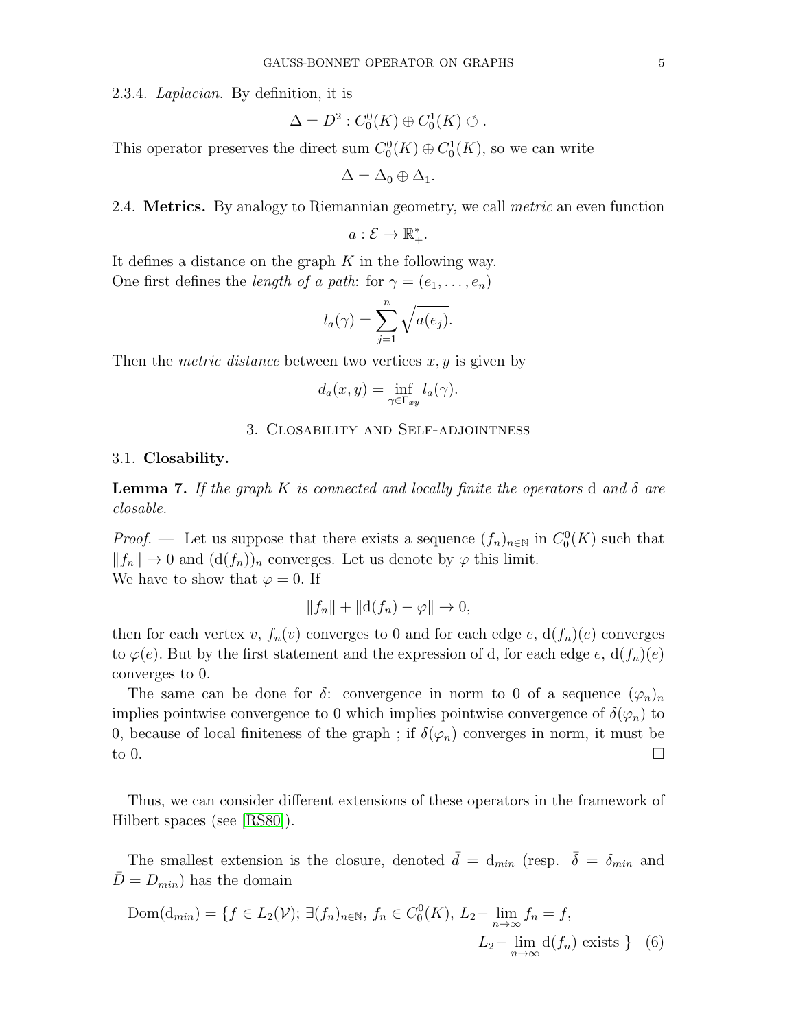2.3.4. *Laplacian.* By definition, it is

$$\Delta = D^2 : C_0^0(K) \oplus C_0^1(K) \circlearrowleft .$$

This operator preserves the direct sum $C_0^0(K) \oplus C_0^1(K)$, so we can write

$$\Delta = \Delta_0 \oplus \Delta_1.$$

2.4. **Metrics.** By analogy to Riemannian geometry, we call *metric* an even function

$$a : \mathcal{E} \to \mathbb{R}_+^*.$$

It defines a distance on the graph $K$ in the following way.
One first defines the *length of a path*: for $\gamma = (e_1, \dots, e_n)$

$$l_a(\gamma) = \sum_{j=1}^{n} \sqrt{a(e_j)}.$$

Then the *metric distance* between two vertices $x, y$ is given by

$$d_a(x, y) = \inf_{\gamma \in \Gamma_{xy}} l_a(\gamma).$$

## 3. Closability and Self-adjointness

### 3.1. Closability.

**Lemma 7.** *If the graph $K$ is connected and locally finite the operators* $\mathrm{d}$ *and* $\delta$ *are closable.*

*Proof.* — Let us suppose that there exists a sequence $(f_n)_{n\in\mathbb{N}}$ in $C_0^0(K)$ such that $\|f_n\| \to 0$ and $(\mathrm{d}(f_n))_n$ converges. Let us denote by $\varphi$ this limit.
We have to show that $\varphi = 0$. If

$$\|f_n\| + \|\mathrm{d}(f_n) - \varphi\| \to 0,$$

then for each vertex $v$, $f_n(v)$ converges to 0 and for each edge $e$, $\mathrm{d}(f_n)(e)$ converges to $\varphi(e)$. But by the first statement and the expression of d, for each edge $e$, $\mathrm{d}(f_n)(e)$ converges to 0.

The same can be done for $\delta$: convergence in norm to 0 of a sequence $(\varphi_n)_n$ implies pointwise convergence to 0 which implies pointwise convergence of $\delta(\varphi_n)$ to 0, because of local finiteness of the graph ; if $\delta(\varphi_n)$ converges in norm, it must be to 0. $\square$

Thus, we can consider different extensions of these operators in the framework of Hilbert spaces (see [RS80]).

The smallest extension is the closure, denoted $\bar{d} = \mathrm{d}_{min}$ (resp. $\bar{\delta} = \delta_{min}$ and $\bar{D} = D_{min}$) has the domain

$$\mathrm{Dom}(\mathrm{d}_{min}) = \{f \in L_2(\mathcal{V});\ \exists (f_n)_{n\in\mathbb{N}},\ f_n \in C_0^0(K),\ L_2\text{-}\lim_{n\to\infty} f_n = f,\ L_2\text{-}\lim_{n\to\infty} \mathrm{d}(f_n) \text{ exists } \} \quad (6)$$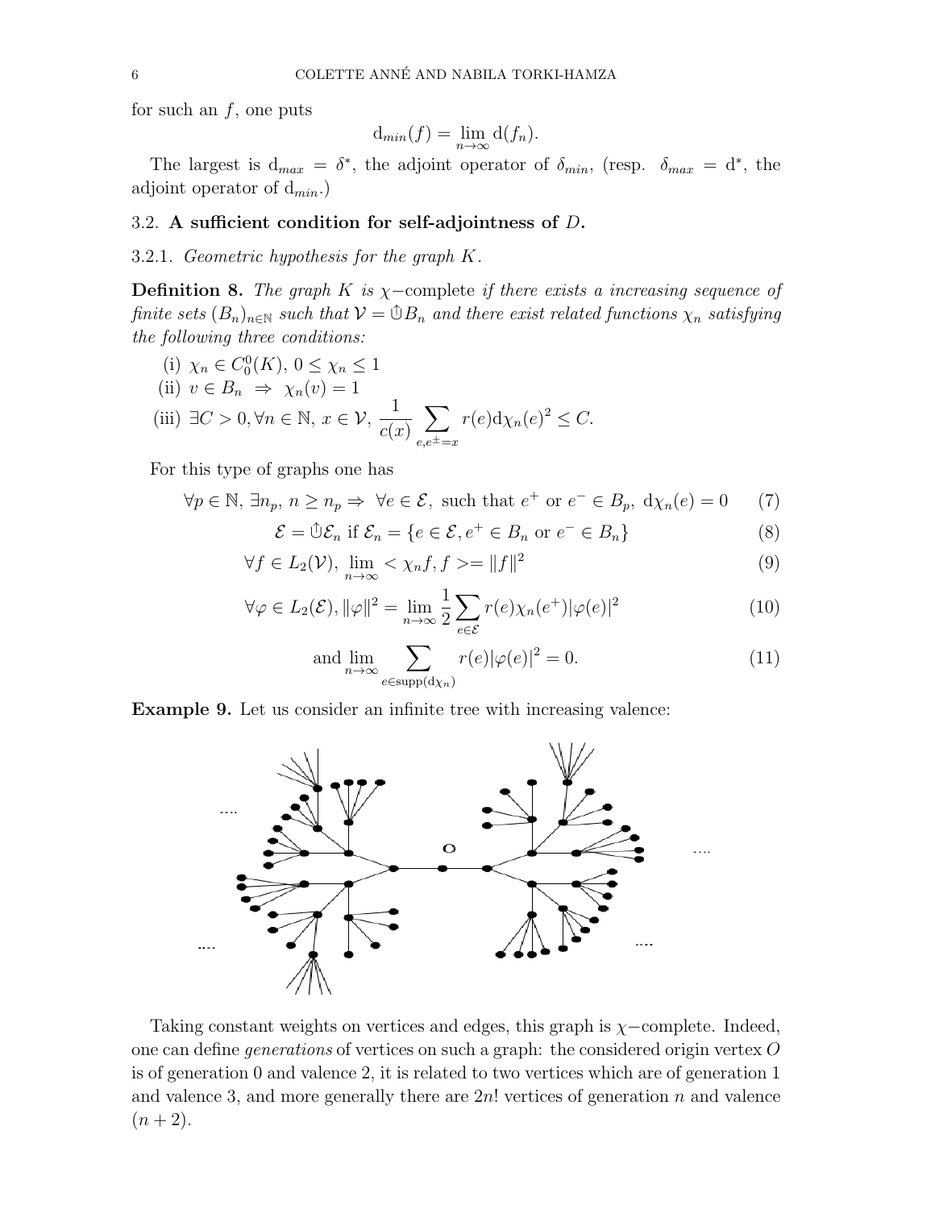for such an $f$, one puts

$$\mathrm{d}_{min}(f) = \lim_{n\to\infty} \mathrm{d}(f_n).$$

The largest is $\mathrm{d}_{max} = \delta^*$, the adjoint operator of $\delta_{min}$, (resp. $\delta_{max} = \mathrm{d}^*$, the adjoint operator of $\mathrm{d}_{min}$.)

### 3.2. **A sufficient condition for self-adjointness of $D$.**

3.2.1. *Geometric hypothesis for the graph $K$.*

**Definition 8.** *The graph $K$ is $\chi-$*complete *if there exists a increasing sequence of finite sets $(B_n)_{n\in\mathbb{N}}$ such that $\mathcal{V} = \Uparrow B_n$ and there exist related functions $\chi_n$ satisfying the following three conditions:*

(i) $\chi_n \in C_0^0(K)$, $0 \le \chi_n \le 1$

(ii) $v \in B_n \Rightarrow \chi_n(v) = 1$

(iii) $\exists C > 0, \forall n \in \mathbb{N},\, x \in \mathcal{V},\, \dfrac{1}{c(x)} \displaystyle\sum_{e, e^{\pm}=x} r(e)\mathrm{d}\chi_n(e)^2 \le C.$

For this type of graphs one has

$$\forall p \in \mathbb{N},\, \exists n_p,\, n \ge n_p \Rightarrow \forall e \in \mathcal{E}, \text{ such that } e^+ \text{ or } e^- \in B_p,\ \mathrm{d}\chi_n(e) = 0 \tag{7}$$

$$\mathcal{E} = \Uparrow \mathcal{E}_n \text{ if } \mathcal{E}_n = \{e \in \mathcal{E}, e^+ \in B_n \text{ or } e^- \in B_n\} \tag{8}$$

$$\forall f \in L_2(\mathcal{V}),\ \lim_{n\to\infty} < \chi_n f, f >= \|f\|^2 \tag{9}$$

$$\forall \varphi \in L_2(\mathcal{E}), \|\varphi\|^2 = \lim_{n\to\infty} \frac{1}{2} \sum_{e\in\mathcal{E}} r(e)\chi_n(e^+)|\varphi(e)|^2 \tag{10}$$

$$\text{and} \lim_{n\to\infty} \sum_{e\in \mathrm{supp}(\mathrm{d}\chi_n)} r(e)|\varphi(e)|^2 = 0. \tag{11}$$

**Example 9.** Let us consider an infinite tree with increasing valence:

Taking constant weights on vertices and edges, this graph is $\chi-$complete. Indeed, one can define *generations* of vertices on such a graph: the considered origin vertex $O$ is of generation 0 and valence 2, it is related to two vertices which are of generation 1 and valence 3, and more generally there are $2n!$ vertices of generation $n$ and valence $(n + 2)$.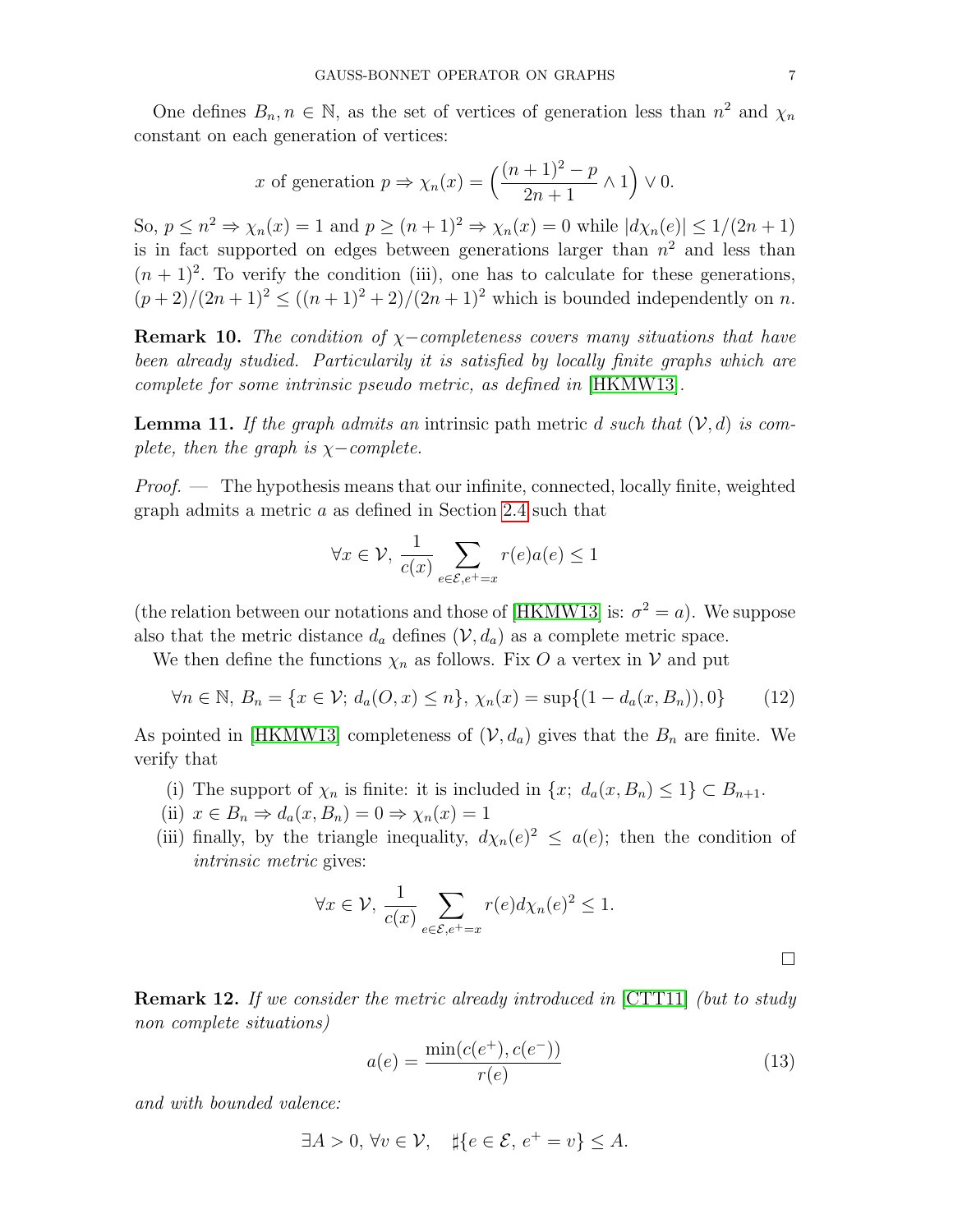One defines $B_n, n \in \mathbb{N}$, as the set of vertices of generation less than $n^2$ and $\chi_n$ constant on each generation of vertices:

$$x \text{ of generation } p \Rightarrow \chi_n(x) = \Big( \frac{(n+1)^2 - p}{2n+1} \wedge 1 \Big) \vee 0.$$

So, $p \leq n^2 \Rightarrow \chi_n(x) = 1$ and $p \geq (n+1)^2 \Rightarrow \chi_n(x) = 0$ while $|d\chi_n(e)| \leq 1/(2n+1)$ is in fact supported on edges between generations larger than $n^2$ and less than $(n+1)^2$. To verify the condition (iii), one has to calculate for these generations, $(p+2)/(2n+1)^2 \leq ((n+1)^2+2)/(2n+1)^2$ which is bounded independently on $n$.

**Remark 10.** *The condition of $\chi-$completeness covers many situations that have been already studied. Particularily it is satisfied by locally finite graphs which are complete for some intrinsic pseudo metric, as defined in* [HKMW13].

**Lemma 11.** *If the graph admits an* intrinsic path metric *$d$ such that $(\mathcal{V}, d)$ is complete, then the graph is $\chi-$complete.*

*Proof.* — The hypothesis means that our infinite, connected, locally finite, weighted graph admits a metric $a$ as defined in Section 2.4 such that

$$\forall x \in \mathcal{V},\ \frac{1}{c(x)} \sum_{e \in \mathcal{E}, e^+ = x} r(e)a(e) \leq 1$$

(the relation between our notations and those of [HKMW13] is: $\sigma^2 = a$). We suppose also that the metric distance $d_a$ defines $(\mathcal{V}, d_a)$ as a complete metric space.

We then define the functions $\chi_n$ as follows. Fix $O$ a vertex in $\mathcal{V}$ and put

$$\forall n \in \mathbb{N},\ B_n = \{x \in \mathcal{V};\ d_a(O,x) \leq n\},\ \chi_n(x) = \sup\{(1 - d_a(x, B_n)), 0\} \tag{12}$$

As pointed in [HKMW13] completeness of $(\mathcal{V}, d_a)$ gives that the $B_n$ are finite. We verify that

(i) The support of $\chi_n$ is finite: it is included in $\{x;\ d_a(x, B_n) \leq 1\} \subset B_{n+1}$.
(ii) $x \in B_n \Rightarrow d_a(x, B_n) = 0 \Rightarrow \chi_n(x) = 1$
(iii) finally, by the triangle inequality, $d\chi_n(e)^2 \leq a(e)$; then the condition of *intrinsic metric* gives:

$$\forall x \in \mathcal{V},\ \frac{1}{c(x)} \sum_{e \in \mathcal{E}, e^+ = x} r(e) d\chi_n(e)^2 \leq 1.$$

□

**Remark 12.** *If we consider the metric already introduced in* [CTT11] *(but to study non complete situations)*

$$a(e) = \frac{\min(c(e^+), c(e^-))}{r(e)} \tag{13}$$

*and with bounded valence:*

$$\exists A > 0,\ \forall v \in \mathcal{V}, \quad \sharp\{e \in \mathcal{E},\ e^+ = v\} \leq A.$$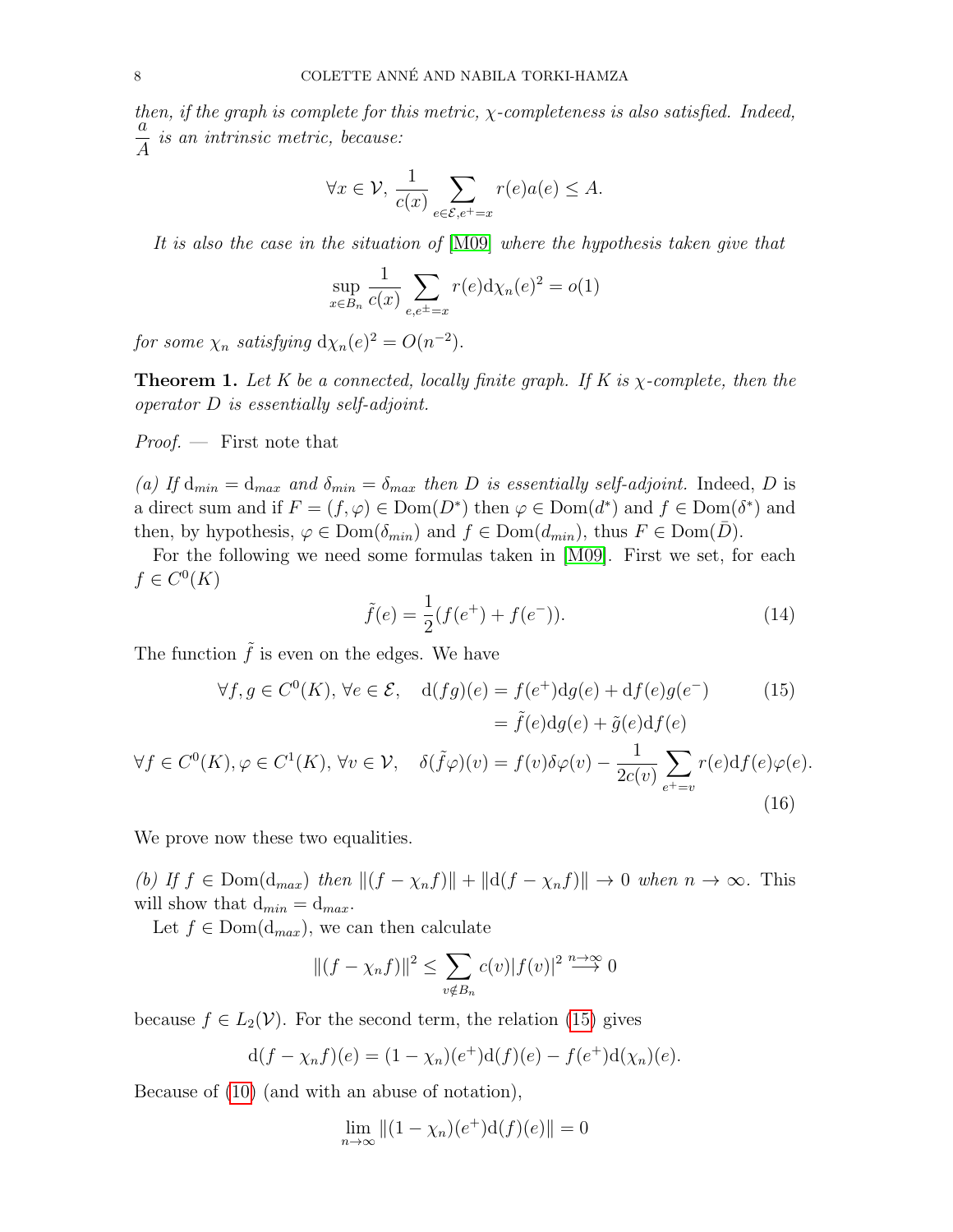*then, if the graph is complete for this metric, $\chi$-completeness is also satisfied. Indeed, $\dfrac{a}{A}$ is an intrinsic metric, because:*

$$\forall x \in \mathcal{V},\ \frac{1}{c(x)} \sum_{e\in\mathcal{E}, e^+=x} r(e)a(e) \leq A.$$

*It is also the case in the situation of [M09] where the hypothesis taken give that*

$$\sup_{x\in B_n} \frac{1}{c(x)} \sum_{e, e^{\pm}=x} r(e)\mathrm{d}\chi_n(e)^2 = o(1)$$

*for some $\chi_n$ satisfying $\mathrm{d}\chi_n(e)^2 = O(n^{-2})$.*

**Theorem 1.** *Let $K$ be a connected, locally finite graph. If $K$ is $\chi$-complete, then the operator $D$ is essentially self-adjoint.*

*Proof.* — First note that

*(a) If $\mathrm{d}_{min} = \mathrm{d}_{max}$ and $\delta_{min} = \delta_{max}$ then $D$ is essentially self-adjoint.* Indeed, $D$ is a direct sum and if $F = (f, \varphi) \in \mathrm{Dom}(D^*)$ then $\varphi \in \mathrm{Dom}(d^*)$ and $f \in \mathrm{Dom}(\delta^*)$ and then, by hypothesis, $\varphi \in \mathrm{Dom}(\delta_{min})$ and $f \in \mathrm{Dom}(d_{min})$, thus $F \in \mathrm{Dom}(\bar{D})$.

For the following we need some formulas taken in [M09]. First we set, for each $f \in C^0(K)$

$$\tilde{f}(e) = \frac{1}{2}(f(e^+) + f(e^-)). \tag{14}$$

The function $\tilde{f}$ is even on the edges. We have

$$\begin{aligned} \forall f, g \in C^0(K),\ \forall e \in \mathcal{E}, \quad \mathrm{d}(fg)(e) &= f(e^+)\mathrm{d}g(e) + \mathrm{d}f(e)g(e^-) \qquad (15)\\ &= \tilde{f}(e)\mathrm{d}g(e) + \tilde{g}(e)\mathrm{d}f(e) \end{aligned}$$

$$\forall f \in C^0(K), \varphi \in C^1(K),\ \forall v \in \mathcal{V}, \quad \delta(\tilde{f}\varphi)(v) = f(v)\delta\varphi(v) - \frac{1}{2c(v)} \sum_{e^+=v} r(e)\mathrm{d}f(e)\varphi(e). \tag{16}$$

We prove now these two equalities.

*(b) If $f \in \mathrm{Dom}(\mathrm{d}_{max})$ then $\|(f - \chi_n f)\| + \|\mathrm{d}(f - \chi_n f)\| \to 0$ when $n \to \infty$.* This will show that $\mathrm{d}_{min} = \mathrm{d}_{max}$.

Let $f \in \mathrm{Dom}(\mathrm{d}_{max})$, we can then calculate

$$\|(f - \chi_n f)\|^2 \leq \sum_{v \notin B_n} c(v)|f(v)|^2 \overset{n\to\infty}{\longrightarrow} 0$$

because $f \in L_2(\mathcal{V})$. For the second term, the relation (15) gives

$$\mathrm{d}(f - \chi_n f)(e) = (1 - \chi_n)(e^+)\mathrm{d}(f)(e) - f(e^+)\mathrm{d}(\chi_n)(e).$$

Because of (10) (and with an abuse of notation),

$$\lim_{n\to\infty} \|(1 - \chi_n)(e^+)\mathrm{d}(f)(e)\| = 0$$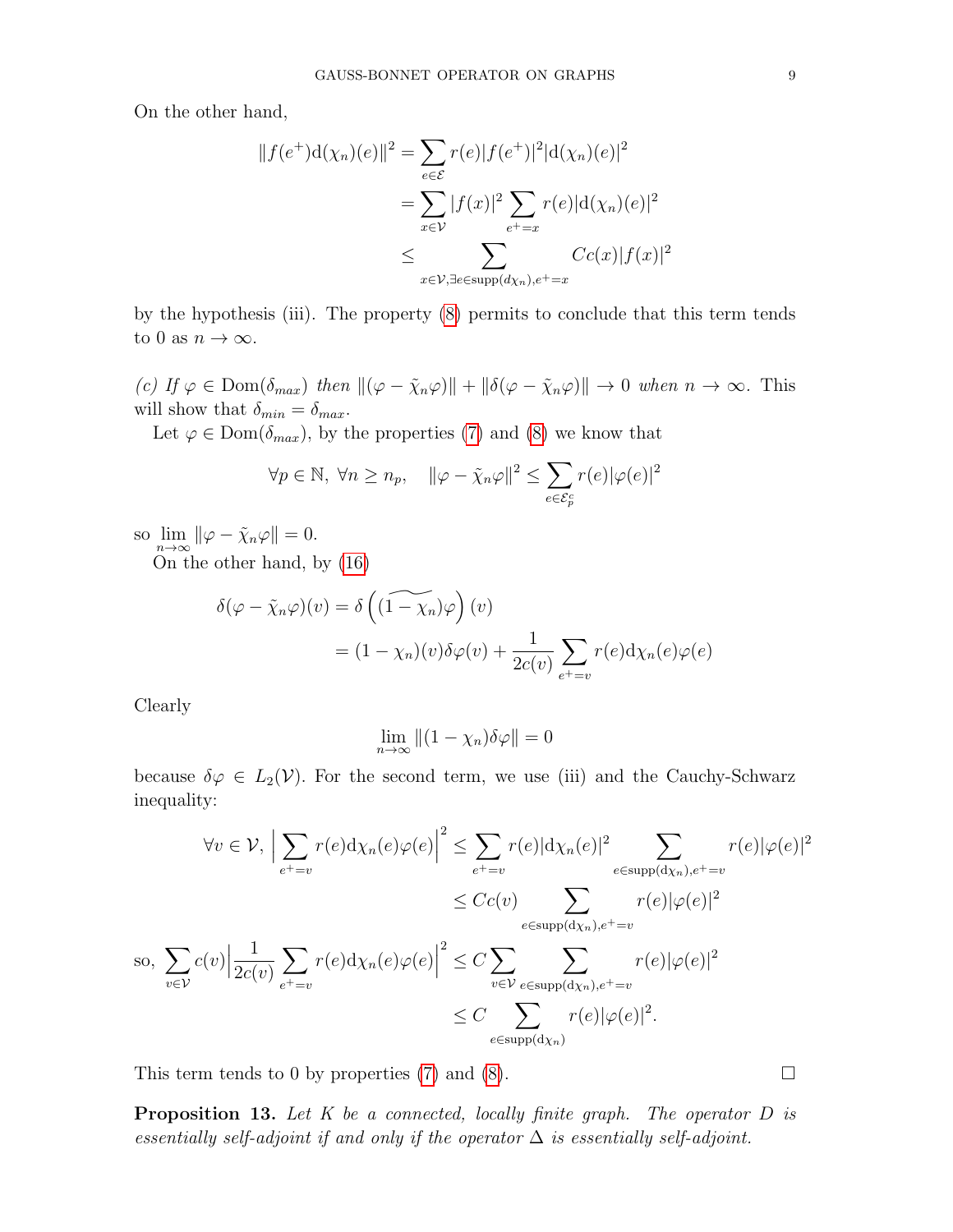On the other hand,

$$\begin{aligned}
\|f(e^+)\mathrm{d}(\chi_n)(e)\|^2 &= \sum_{e\in\mathcal{E}} r(e)|f(e^+)|^2|\mathrm{d}(\chi_n)(e)|^2 \\
&= \sum_{x\in\mathcal{V}} |f(x)|^2 \sum_{e^+=x} r(e)|\mathrm{d}(\chi_n)(e)|^2 \\
&\leq \sum_{x\in\mathcal{V},\exists e\in \mathrm{supp}(d\chi_n), e^+=x} Cc(x)|f(x)|^2
\end{aligned}$$

by the hypothesis (iii). The property (8) permits to conclude that this term tends to 0 as $n\to\infty$.

*(c) If* $\varphi \in \mathrm{Dom}(\delta_{max})$ *then* $\|(\varphi - \tilde{\chi}_n\varphi)\| + \|\delta(\varphi - \tilde{\chi}_n\varphi)\| \to 0$ *when* $n\to\infty$. This will show that $\delta_{min} = \delta_{max}$.

Let $\varphi \in \mathrm{Dom}(\delta_{max})$, by the properties (7) and (8) we know that

$$\forall p\in\mathbb{N},\ \forall n\geq n_p,\quad \|\varphi - \tilde{\chi}_n\varphi\|^2 \leq \sum_{e\in\mathcal{E}_p^c} r(e)|\varphi(e)|^2$$

so $\lim_{n\to\infty} \|\varphi - \tilde{\chi}_n\varphi\| = 0$.

On the other hand, by (16)

$$\begin{aligned}
\delta(\varphi - \tilde{\chi}_n\varphi)(v) &= \delta\left(\widetilde{(1-\chi_n)}\varphi\right)(v) \\
&= (1-\chi_n)(v)\delta\varphi(v) + \frac{1}{2c(v)}\sum_{e^+=v} r(e)\mathrm{d}\chi_n(e)\varphi(e)
\end{aligned}$$

Clearly

$$\lim_{n\to\infty} \|(1-\chi_n)\delta\varphi\| = 0$$

because $\delta\varphi \in L_2(\mathcal{V})$. For the second term, we use (iii) and the Cauchy-Schwarz inequality:

$$\begin{aligned}
\forall v\in\mathcal{V},\ \Big|\sum_{e^+=v} r(e)\mathrm{d}\chi_n(e)\varphi(e)\Big|^2 &\leq \sum_{e^+=v} r(e)|\mathrm{d}\chi_n(e)|^2 \sum_{e\in \mathrm{supp}(\mathrm{d}\chi_n), e^+=v} r(e)|\varphi(e)|^2 \\
&\leq Cc(v) \sum_{e\in \mathrm{supp}(\mathrm{d}\chi_n), e^+=v} r(e)|\varphi(e)|^2 \\
\text{so, } \sum_{v\in\mathcal{V}} c(v)\Big|\frac{1}{2c(v)}\sum_{e^+=v} r(e)\mathrm{d}\chi_n(e)\varphi(e)\Big|^2 &\leq C\sum_{v\in\mathcal{V}} \sum_{e\in \mathrm{supp}(\mathrm{d}\chi_n), e^+=v} r(e)|\varphi(e)|^2 \\
&\leq C \sum_{e\in \mathrm{supp}(\mathrm{d}\chi_n)} r(e)|\varphi(e)|^2.
\end{aligned}$$

This term tends to 0 by properties (7) and (8). □

**Proposition 13.** *Let $K$ be a connected, locally finite graph. The operator $D$ is essentially self-adjoint if and only if the operator $\Delta$ is essentially self-adjoint.*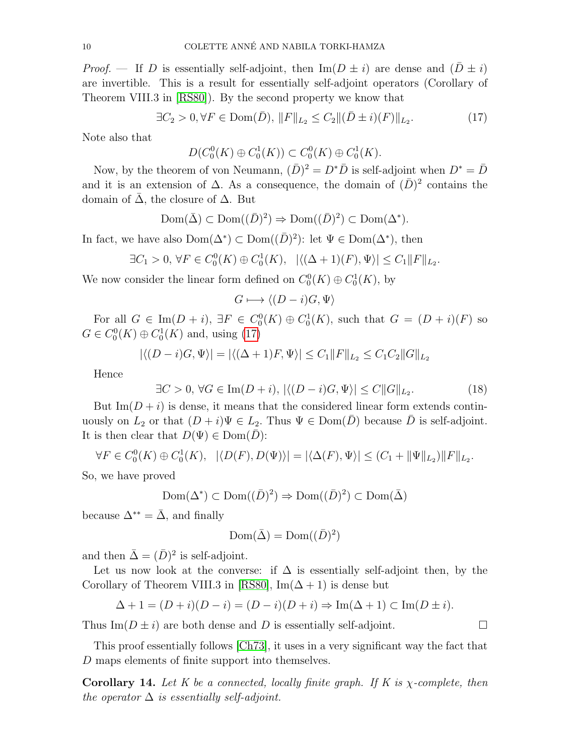*Proof.* — If $D$ is essentially self-adjoint, then $\mathrm{Im}(D \pm i)$ are dense and $(\bar{D} \pm i)$ are invertible. This is a result for essentially self-adjoint operators (Corollary of Theorem VIII.3 in [RS80]). By the second property we know that

$$\exists C_2 > 0, \forall F \in \mathrm{Dom}(\bar{D}),\ \|F\|_{L_2} \leq C_2 \|(\bar{D} \pm i)(F)\|_{L_2}. \tag{17}$$

Note also that

$$D(C_0^0(K) \oplus C_0^1(K)) \subset C_0^0(K) \oplus C_0^1(K).$$

Now, by the theorem of von Neumann, $(\bar{D})^2 = D^* \bar{D}$ is self-adjoint when $D^* = \bar{D}$ and it is an extension of $\Delta$. As a consequence, the domain of $(\bar{D})^2$ contains the domain of $\bar{\Delta}$, the closure of $\Delta$. But

$$\mathrm{Dom}(\bar{\Delta}) \subset \mathrm{Dom}((\bar{D})^2) \Rightarrow \mathrm{Dom}((\bar{D})^2) \subset \mathrm{Dom}(\Delta^*).$$

In fact, we have also $\mathrm{Dom}(\Delta^*) \subset \mathrm{Dom}((\bar{D})^2)$: let $\Psi \in \mathrm{Dom}(\Delta^*)$, then

$$\exists C_1 > 0,\ \forall F \in C_0^0(K) \oplus C_0^1(K), \quad |\langle(\Delta + 1)(F), \Psi\rangle| \leq C_1 \|F\|_{L_2}.$$

We now consider the linear form defined on $C_0^0(K) \oplus C_0^1(K)$, by

$$G \longmapsto \langle (D - i)G, \Psi\rangle$$

For all $G \in \mathrm{Im}(D + i)$, $\exists F \in C_0^0(K) \oplus C_0^1(K)$, such that $G = (D + i)(F)$ so $G \in C_0^0(K) \oplus C_0^1(K)$ and, using (17)

$$|\langle (D - i)G, \Psi\rangle| = |\langle (\Delta + 1)F, \Psi\rangle| \leq C_1 \|F\|_{L_2} \leq C_1 C_2 \|G\|_{L_2}$$

Hence

$$\exists C > 0,\ \forall G \in \mathrm{Im}(D + i),\ |\langle (D - i)G, \Psi\rangle| \leq C \|G\|_{L_2}. \tag{18}$$

But $\mathrm{Im}(D + i)$ is dense, it means that the considered linear form extends continuously on $L_2$ or that $(D + i)\Psi \in L_2$. Thus $\Psi \in \mathrm{Dom}(\bar{D})$ because $\bar{D}$ is self-adjoint. It is then clear that $D(\Psi) \in \mathrm{Dom}(\bar{D})$:

$$\forall F \in C_0^0(K) \oplus C_0^1(K), \quad |\langle D(F), D(\Psi)\rangle| = |\langle \Delta(F), \Psi\rangle| \leq (C_1 + \|\Psi\|_{L_2}) \|F\|_{L_2}.$$

So, we have proved

$$\mathrm{Dom}(\Delta^*) \subset \mathrm{Dom}((\bar{D})^2) \Rightarrow \mathrm{Dom}((\bar{D})^2) \subset \mathrm{Dom}(\bar{\Delta})$$

because $\Delta^{**} = \bar{\Delta}$, and finally

$$\mathrm{Dom}(\bar{\Delta}) = \mathrm{Dom}((\bar{D})^2)$$

and then $\bar{\Delta} = (\bar{D})^2$ is self-adjoint.

Let us now look at the converse: if $\Delta$ is essentially self-adjoint then, by the Corollary of Theorem VIII.3 in [RS80], $\mathrm{Im}(\Delta + 1)$ is dense but

$$\Delta + 1 = (D + i)(D - i) = (D - i)(D + i) \Rightarrow \mathrm{Im}(\Delta + 1) \subset \mathrm{Im}(D \pm i).$$

Thus $\mathrm{Im}(D \pm i)$ are both dense and $D$ is essentially self-adjoint. □

This proof essentially follows [Ch73], it uses in a very significant way the fact that $D$ maps elements of finite support into themselves.

**Corollary 14.** *Let $K$ be a connected, locally finite graph. If $K$ is $\chi$-complete, then the operator $\Delta$ is essentially self-adjoint.*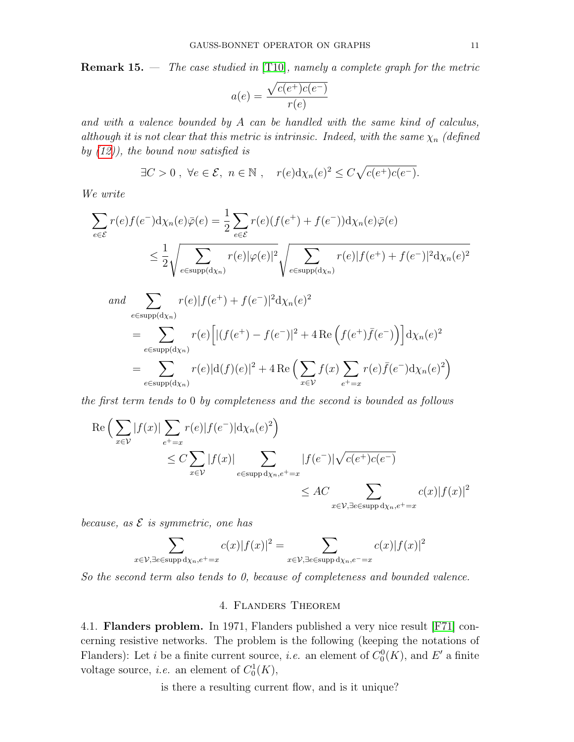**Remark 15.** — *The case studied in* [T10]*, namely a complete graph for the metric*

$$a(e) = \frac{\sqrt{c(e^+)c(e^-)}}{r(e)}$$

*and with a valence bounded by $A$ can be handled with the same kind of calculus, although it is not clear that this metric is intrinsic. Indeed, with the same $\chi_n$ (defined by (12)), the bound now satisfied is*

$$\exists C > 0\ ,\ \forall e \in \mathcal{E},\ n \in \mathbb{N}\ , \quad r(e)\mathrm{d}\chi_n(e)^2 \leq C\sqrt{c(e^+)c(e^-)}.$$

*We write*

$$\begin{aligned}
\sum_{e\in\mathcal{E}} r(e)f(e^-)\mathrm{d}\chi_n(e)\bar{\varphi}(e) &= \frac{1}{2}\sum_{e\in\mathcal{E}} r(e)(f(e^+)+f(e^-))\mathrm{d}\chi_n(e)\bar{\varphi}(e) \\
&\leq \frac{1}{2}\sqrt{\sum_{e\in\operatorname{supp}(\mathrm{d}\chi_n)} r(e)|\varphi(e)|^2}\sqrt{\sum_{e\in\operatorname{supp}(\mathrm{d}\chi_n)} r(e)|f(e^+)+f(e^-)|^2\mathrm{d}\chi_n(e)^2}
\end{aligned}$$

*and*
$$\begin{aligned}
&\sum_{e\in\operatorname{supp}(\mathrm{d}\chi_n)} r(e)|f(e^+)+f(e^-)|^2\mathrm{d}\chi_n(e)^2 \\
&= \sum_{e\in\operatorname{supp}(\mathrm{d}\chi_n)} r(e)\Big[|(f(e^+)-f(e^-)|^2 + 4\,\mathrm{Re}\Big(f(e^+)\bar{f}(e^-)\Big)\Big]\mathrm{d}\chi_n(e)^2 \\
&= \sum_{e\in\operatorname{supp}(\mathrm{d}\chi_n)} r(e)|\mathrm{d}(f)(e)|^2 + 4\,\mathrm{Re}\Big(\sum_{x\in\mathcal{V}} f(x)\sum_{e^+=x} r(e)\bar{f}(e^-)\mathrm{d}\chi_n(e)^2\Big)
\end{aligned}$$

*the first term tends to* 0 *by completeness and the second is bounded as follows*

$$\begin{aligned}
\mathrm{Re}\Big(\sum_{x\in\mathcal{V}}|f(x)|\sum_{e^+=x} r(e)|f(e^-)|\mathrm{d}\chi_n(e)^2\Big) &\leq C\sum_{x\in\mathcal{V}}|f(x)|\sum_{e\in\operatorname{supp}\mathrm{d}\chi_n, e^+=x}|f(e^-)|\sqrt{c(e^+)c(e^-)} \\
&\leq AC\sum_{x\in\mathcal{V},\exists e\in\operatorname{supp}\mathrm{d}\chi_n, e^+=x} c(x)|f(x)|^2
\end{aligned}$$

*because, as $\mathcal{E}$ is symmetric, one has*

$$\sum_{x\in\mathcal{V},\exists e\in\operatorname{supp}\mathrm{d}\chi_n, e^+=x} c(x)|f(x)|^2 = \sum_{x\in\mathcal{V},\exists e\in\operatorname{supp}\mathrm{d}\chi_n, e^-=x} c(x)|f(x)|^2$$

*So the second term also tends to 0, because of completeness and bounded valence.*

## 4. Flanders Theorem

4.1. **Flanders problem.** In 1971, Flanders published a very nice result [F71] concerning resistive networks. The problem is the following (keeping the notations of Flanders): Let $i$ be a finite current source, *i.e.* an element of $C_0^0(K)$, and $E'$ a finite voltage source, *i.e.* an element of $C_0^1(K)$,

is there a resulting current flow, and is it unique?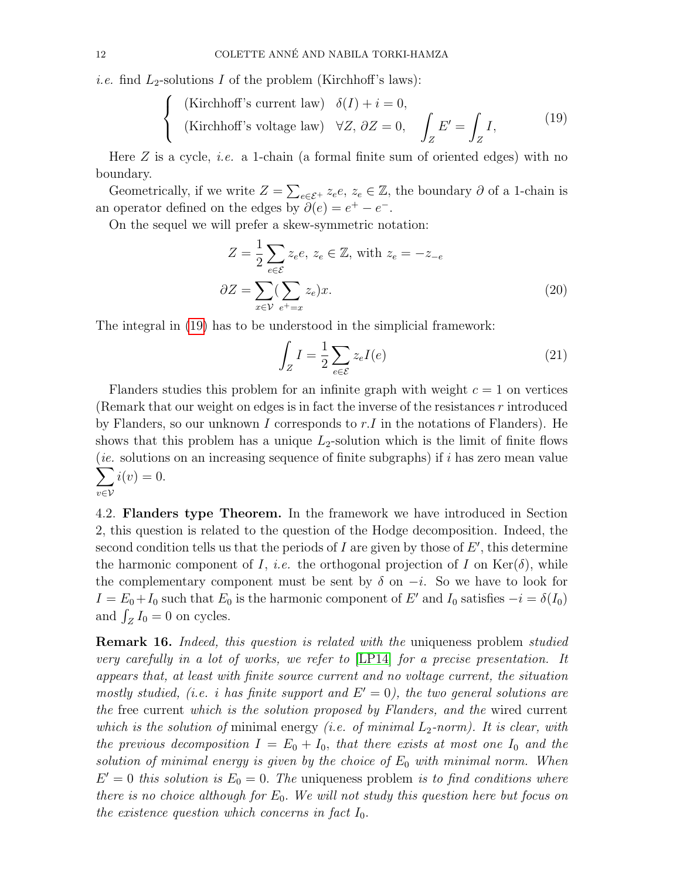*i.e.* find $L_2$-solutions $I$ of the problem (Kirchhoff's laws):

$$\left\{ \begin{array}{ll} \text{(Kirchhoff's current law)} & \delta(I) + i = 0, \\ \text{(Kirchhoff's voltage law)} & \forall Z,\ \partial Z = 0, \quad \displaystyle\int_Z E' = \int_Z I, \end{array} \right. \tag{19}$$

Here $Z$ is a cycle, *i.e.* a 1-chain (a formal finite sum of oriented edges) with no boundary.

Geometrically, if we write $Z = \sum_{e \in \mathcal{E}^+} z_e e$, $z_e \in \mathbb{Z}$, the boundary $\partial$ of a 1-chain is an operator defined on the edges by $\partial(e) = e^+ - e^-$.

On the sequel we will prefer a skew-symmetric notation:

$$\begin{aligned} Z &= \frac{1}{2} \sum_{e \in \mathcal{E}} z_e e,\ z_e \in \mathbb{Z}, \text{ with } z_e = -z_{-e} \\ \partial Z &= \sum_{x \in \mathcal{V}} \Big( \sum_{e^+ = x} z_e \Big) x. \end{aligned} \tag{20}$$

The integral in (19) has to be understood in the simplicial framework:

$$\int_Z I = \frac{1}{2} \sum_{e \in \mathcal{E}} z_e I(e) \tag{21}$$

Flanders studies this problem for an infinite graph with weight $c = 1$ on vertices (Remark that our weight on edges is in fact the inverse of the resistances $r$ introduced by Flanders, so our unknown $I$ corresponds to $r.I$ in the notations of Flanders). He shows that this problem has a unique $L_2$-solution which is the limit of finite flows (*ie.* solutions on an increasing sequence of finite subgraphs) if $i$ has zero mean value $\sum_{v \in \mathcal{V}} i(v) = 0$.

4.2. **Flanders type Theorem.** In the framework we have introduced in Section 2, this question is related to the question of the Hodge decomposition. Indeed, the second condition tells us that the periods of $I$ are given by those of $E'$, this determine the harmonic component of $I$, *i.e.* the orthogonal projection of $I$ on $\mathrm{Ker}(\delta)$, while the complementary component must be sent by $\delta$ on $-i$. So we have to look for $I = E_0 + I_0$ such that $E_0$ is the harmonic component of $E'$ and $I_0$ satisfies $-i = \delta(I_0)$ and $\int_Z I_0 = 0$ on cycles.

**Remark 16.** *Indeed, this question is related with the* uniqueness problem *studied very carefully in a lot of works, we refer to* [LP14] *for a precise presentation. It appears that, at least with finite source current and no voltage current, the situation mostly studied, (i.e. $i$ has finite support and $E' = 0$), the two general solutions are the* free current *which is the solution proposed by Flanders, and the* wired current *which is the solution of* minimal energy *(i.e. of minimal $L_2$-norm). It is clear, with the previous decomposition $I = E_0 + I_0$, that there exists at most one $I_0$ and the solution of minimal energy is given by the choice of $E_0$ with minimal norm. When $E' = 0$ this solution is $E_0 = 0$. The* uniqueness problem *is to find conditions where there is no choice although for $E_0$. We will not study this question here but focus on the existence question which concerns in fact $I_0$.*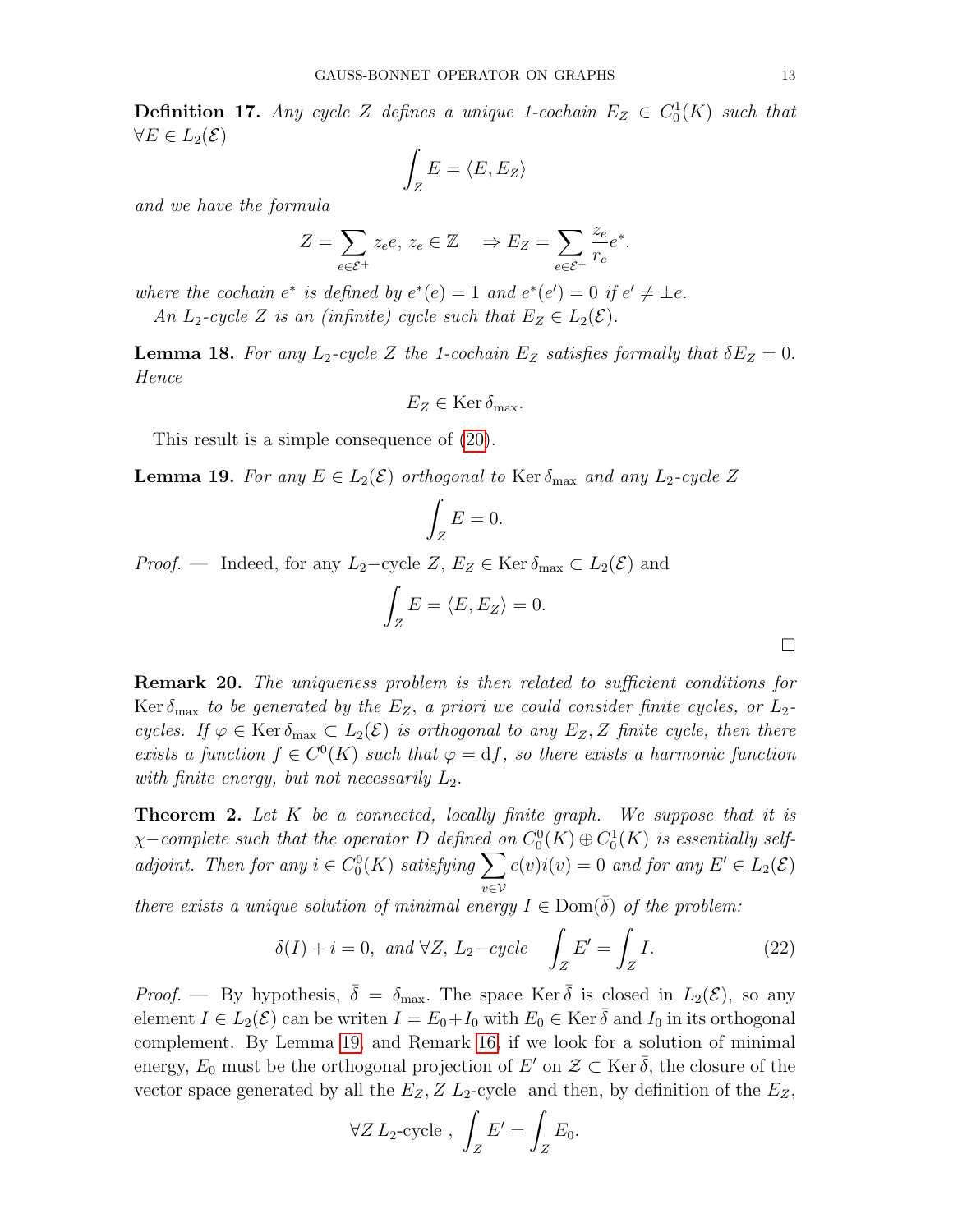**Definition 17.** *Any cycle $Z$ defines a unique 1-cochain $E_Z \in C_0^1(K)$ such that $\forall E \in L_2(\mathcal{E})$*

$$\int_Z E = \langle E, E_Z \rangle$$

*and we have the formula*

$$Z = \sum_{e \in \mathcal{E}^+} z_e e,\; z_e \in \mathbb{Z} \quad \Rightarrow E_Z = \sum_{e \in \mathcal{E}^+} \frac{z_e}{r_e} e^*.$$

*where the cochain $e^*$ is defined by $e^*(e) = 1$ and $e^*(e') = 0$ if $e' \neq \pm e$.*

*An $L_2$-cycle $Z$ is an (infinite) cycle such that $E_Z \in L_2(\mathcal{E})$.*

**Lemma 18.** *For any $L_2$-cycle $Z$ the 1-cochain $E_Z$ satisfies formally that $\delta E_Z = 0$. Hence*

$$E_Z \in \operatorname{Ker} \delta_{\max}.$$

This result is a simple consequence of (20).

**Lemma 19.** *For any $E \in L_2(\mathcal{E})$ orthogonal to $\operatorname{Ker} \delta_{\max}$ and any $L_2$-cycle $Z$*

$$\int_Z E = 0.$$

*Proof.* — Indeed, for any $L_2-$cycle $Z$, $E_Z \in \operatorname{Ker} \delta_{\max} \subset L_2(\mathcal{E})$ and

$$\int_Z E = \langle E, E_Z \rangle = 0.$$

□

**Remark 20.** *The uniqueness problem is then related to sufficient conditions for $\operatorname{Ker} \delta_{\max}$ to be generated by the $E_Z$, a priori we could consider finite cycles, or $L_2$-cycles. If $\varphi \in \operatorname{Ker} \delta_{\max} \subset L_2(\mathcal{E})$ is orthogonal to any $E_Z, Z$ finite cycle, then there exists a function $f \in C^0(K)$ such that $\varphi = \mathrm{d}f$, so there exists a harmonic function with finite energy, but not necessarily $L_2$.*

**Theorem 2.** *Let $K$ be a connected, locally finite graph. We suppose that it is $\chi-$complete such that the operator $D$ defined on $C_0^0(K) \oplus C_0^1(K)$ is essentially self-adjoint. Then for any $i \in C_0^0(K)$ satisfying $\sum_{v \in \mathcal{V}} c(v) i(v) = 0$ and for any $E' \in L_2(\mathcal{E})$ there exists a unique solution of minimal energy $I \in \operatorname{Dom}(\bar{\delta})$ of the problem:*

$$\delta(I) + i = 0, \text{ and } \forall Z,\, L_2-\text{cycle} \quad \int_Z E' = \int_Z I. \tag{22}$$

*Proof.* — By hypothesis, $\bar{\delta} = \delta_{\max}$. The space $\operatorname{Ker} \bar{\delta}$ is closed in $L_2(\mathcal{E})$, so any element $I \in L_2(\mathcal{E})$ can be writen $I = E_0 + I_0$ with $E_0 \in \operatorname{Ker} \bar{\delta}$ and $I_0$ in its orthogonal complement. By Lemma 19 and Remark 16, if we look for a solution of minimal energy, $E_0$ must be the orthogonal projection of $E'$ on $\mathcal{Z} \subset \operatorname{Ker} \bar{\delta}$, the closure of the vector space generated by all the $E_Z, Z$ $L_2$-cycle and then, by definition of the $E_Z$,

$$\forall Z \; L_2\text{-cycle}\;, \; \int_Z E' = \int_Z E_0.$$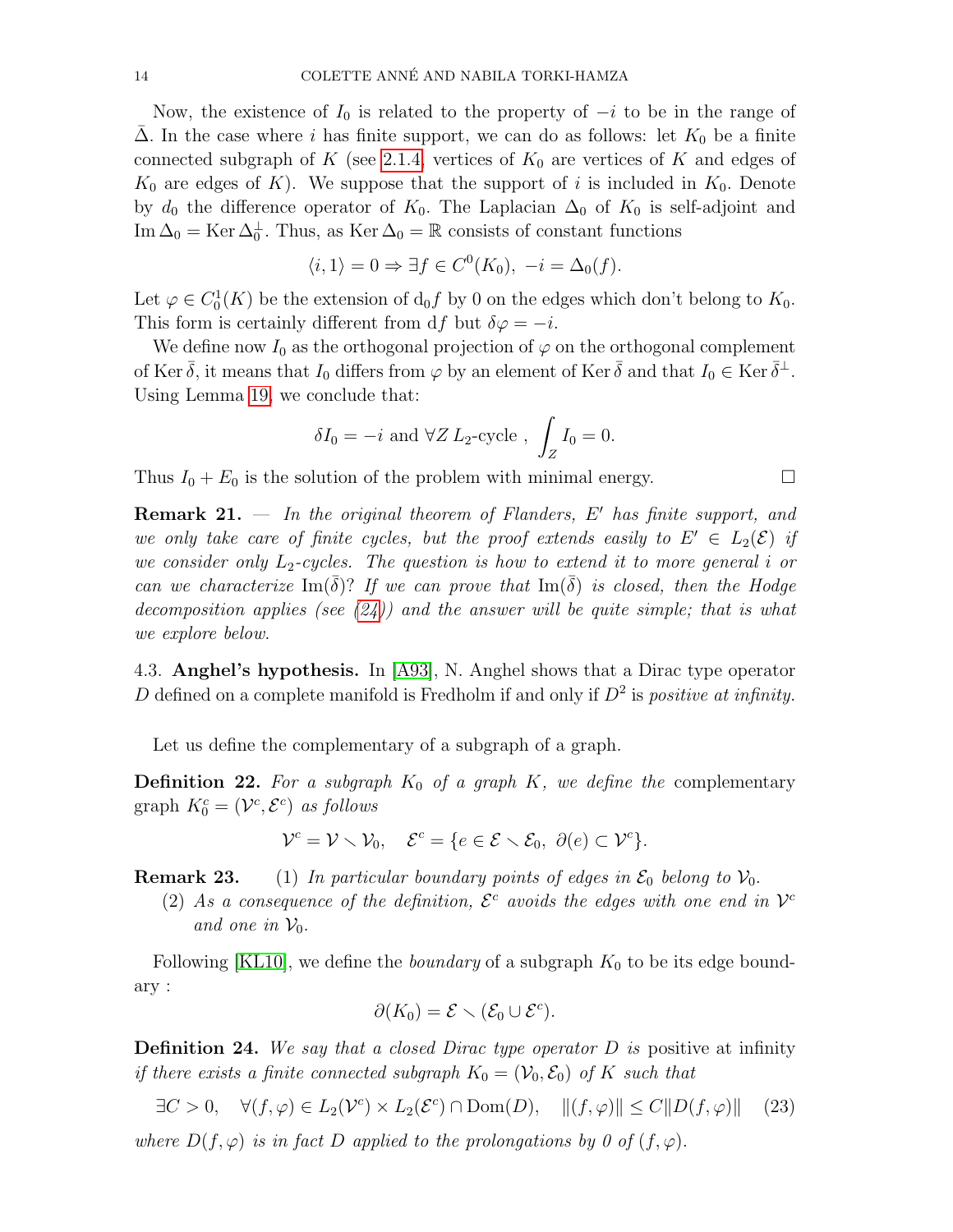Now, the existence of $I_0$ is related to the property of $-i$ to be in the range of $\bar{\Delta}$. In the case where $i$ has finite support, we can do as follows: let $K_0$ be a finite connected subgraph of $K$ (see 2.1.4, vertices of $K_0$ are vertices of $K$ and edges of $K_0$ are edges of $K$). We suppose that the support of $i$ is included in $K_0$. Denote by $d_0$ the difference operator of $K_0$. The Laplacian $\Delta_0$ of $K_0$ is self-adjoint and $\operatorname{Im}\Delta_0 = \operatorname{Ker}\Delta_0^{\perp}$. Thus, as $\operatorname{Ker}\Delta_0 = \mathbb{R}$ consists of constant functions

$$\langle i, 1\rangle = 0 \Rightarrow \exists f \in C^0(K_0),\ -i = \Delta_0(f).$$

Let $\varphi \in C_0^1(K)$ be the extension of $\mathrm{d}_0 f$ by 0 on the edges which don't belong to $K_0$. This form is certainly different from $\mathrm{d}f$ but $\delta\varphi = -i$.

We define now $I_0$ as the orthogonal projection of $\varphi$ on the orthogonal complement of $\operatorname{Ker}\bar{\delta}$, it means that $I_0$ differs from $\varphi$ by an element of $\operatorname{Ker}\bar{\delta}$ and that $I_0 \in \operatorname{Ker}\bar{\delta}^{\perp}$. Using Lemma 19, we conclude that:

$$\delta I_0 = -i \text{ and } \forall Z\ L_2\text{-cycle },\ \int_Z I_0 = 0.$$

Thus $I_0 + E_0$ is the solution of the problem with minimal energy. $\square$

**Remark 21.** — *In the original theorem of Flanders, $E'$ has finite support, and we only take care of finite cycles, but the proof extends easily to $E' \in L_2(\mathcal{E})$ if we consider only $L_2$-cycles. The question is how to extend it to more general $i$ or can we characterize $\operatorname{Im}(\bar{\delta})$? If we can prove that $\operatorname{Im}(\bar{\delta})$ is closed, then the Hodge decomposition applies (see (24)) and the answer will be quite simple; that is what we explore below.*

## 4.3. Anghel's hypothesis.

In [A93], N. Anghel shows that a Dirac type operator $D$ defined on a complete manifold is Fredholm if and only if $D^2$ is *positive at infinity.*

Let us define the complementary of a subgraph of a graph.

**Definition 22.** *For a subgraph $K_0$ of a graph $K$, we define the* complementary graph *$K_0^c = (\mathcal{V}^c, \mathcal{E}^c)$ as follows*

$$\mathcal{V}^c = \mathcal{V} \setminus \mathcal{V}_0, \quad \mathcal{E}^c = \{e \in \mathcal{E} \setminus \mathcal{E}_0,\ \partial(e) \subset \mathcal{V}^c\}.$$

**Remark 23.**
1. *In particular boundary points of edges in $\mathcal{E}_0$ belong to $\mathcal{V}_0$.*
2. *As a consequence of the definition, $\mathcal{E}^c$ avoids the edges with one end in $\mathcal{V}^c$ and one in $\mathcal{V}_0$.*

Following [KL10], we define the *boundary* of a subgraph $K_0$ to be its edge boundary :

$$\partial(K_0) = \mathcal{E} \setminus (\mathcal{E}_0 \cup \mathcal{E}^c).$$

**Definition 24.** *We say that a closed Dirac type operator $D$ is* positive at infinity *if there exists a finite connected subgraph $K_0 = (\mathcal{V}_0, \mathcal{E}_0)$ of $K$ such that*

$$\exists C > 0, \quad \forall (f, \varphi) \in L_2(\mathcal{V}^c) \times L_2(\mathcal{E}^c) \cap \operatorname{Dom}(D), \quad \|(f, \varphi)\| \le C\|D(f, \varphi)\| \tag{23}$$

*where $D(f, \varphi)$ is in fact $D$ applied to the prolongations by 0 of $(f, \varphi)$.*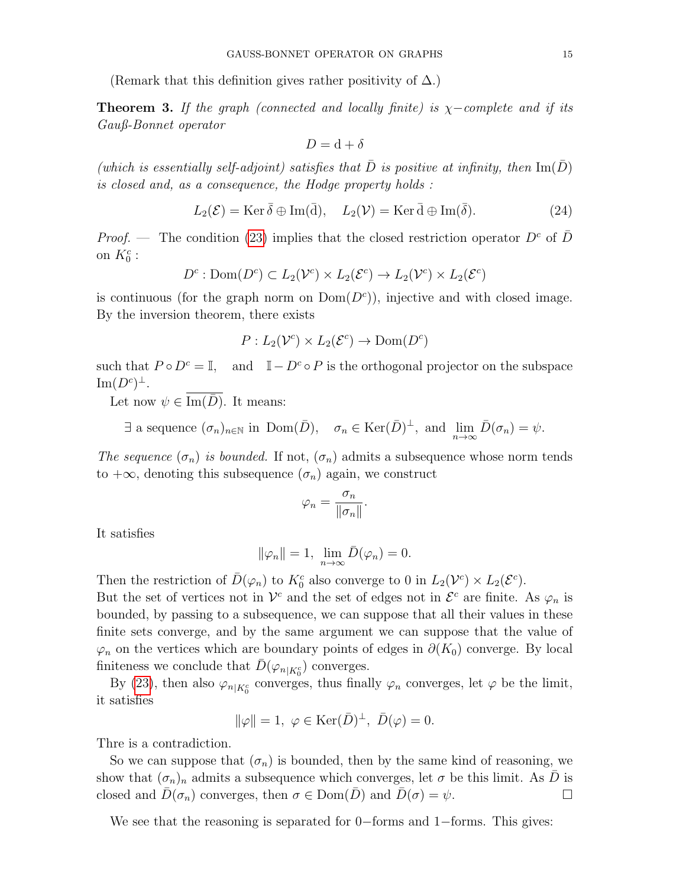(Remark that this definition gives rather positivity of $\Delta$.)

**Theorem 3.** *If the graph (connected and locally finite) is $\chi-$complete and if its Gauß-Bonnet operator*

$$D = \mathrm{d} + \delta$$

*(which is essentially self-adjoint) satisfies that $\bar{D}$ is positive at infinity, then $\mathrm{Im}(\bar{D})$ is closed and, as a consequence, the Hodge property holds :*

$$L_2(\mathcal{E}) = \mathrm{Ker}\,\bar{\delta} \oplus \mathrm{Im}(\bar{\mathrm{d}}), \quad L_2(\mathcal{V}) = \mathrm{Ker}\,\bar{\mathrm{d}} \oplus \mathrm{Im}(\bar{\delta}). \tag{24}$$

*Proof.* — The condition (23) implies that the closed restriction operator $D^c$ of $\bar{D}$ on $K_0^c$ :

$$D^c : \mathrm{Dom}(D^c) \subset L_2(\mathcal{V}^c) \times L_2(\mathcal{E}^c) \to L_2(\mathcal{V}^c) \times L_2(\mathcal{E}^c)$$

is continuous (for the graph norm on $\mathrm{Dom}(D^c)$), injective and with closed image. By the inversion theorem, there exists

$$P : L_2(\mathcal{V}^c) \times L_2(\mathcal{E}^c) \to \mathrm{Dom}(D^c)$$

such that $P \circ D^c = \mathbb{I}$, and $\mathbb{I} - D^c \circ P$ is the orthogonal projector on the subspace $\mathrm{Im}(D^c)^{\perp}$.

Let now $\psi \in \overline{\mathrm{Im}(\bar{D})}$. It means:

$$\exists \text{ a sequence } (\sigma_n)_{n\in\mathbb{N}} \text{ in } \mathrm{Dom}(\bar{D}), \quad \sigma_n \in \mathrm{Ker}(\bar{D})^{\perp}, \text{ and } \lim_{n\to\infty} \bar{D}(\sigma_n) = \psi.$$

*The sequence $(\sigma_n)$ is bounded.* If not, $(\sigma_n)$ admits a subsequence whose norm tends to $+\infty$, denoting this subsequence $(\sigma_n)$ again, we construct

$$\varphi_n = \frac{\sigma_n}{\|\sigma_n\|}.$$

It satisfies

$$\|\varphi_n\| = 1, \ \lim_{n\to\infty} \bar{D}(\varphi_n) = 0.$$

Then the restriction of $\bar{D}(\varphi_n)$ to $K_0^c$ also converge to 0 in $L_2(\mathcal{V}^c) \times L_2(\mathcal{E}^c)$.
But the set of vertices not in $\mathcal{V}^c$ and the set of edges not in $\mathcal{E}^c$ are finite. As $\varphi_n$ is bounded, by passing to a subsequence, we can suppose that all their values in these finite sets converge, and by the same argument we can suppose that the value of $\varphi_n$ on the vertices which are boundary points of edges in $\partial(K_0)$ converge. By local finiteness we conclude that $\bar{D}(\varphi_{n|K_0^c})$ converges.

By (23), then also $\varphi_{n|K_0^c}$ converges, thus finally $\varphi_n$ converges, let $\varphi$ be the limit, it satisfies

$$\|\varphi\| = 1, \ \varphi \in \mathrm{Ker}(\bar{D})^{\perp}, \ \bar{D}(\varphi) = 0.$$

Thre is a contradiction.

So we can suppose that $(\sigma_n)$ is bounded, then by the same kind of reasoning, we show that $(\sigma_n)_n$ admits a subsequence which converges, let $\sigma$ be this limit. As $\bar{D}$ is closed and $\bar{D}(\sigma_n)$ converges, then $\sigma \in \mathrm{Dom}(\bar{D})$ and $\bar{D}(\sigma) = \psi$. ☐

We see that the reasoning is separated for $0-$forms and $1-$forms. This gives: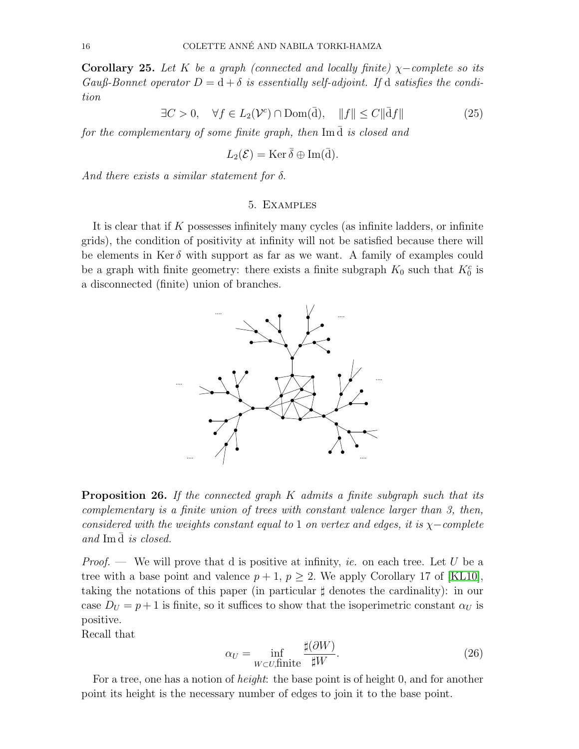**Corollary 25.** *Let $K$ be a graph (connected and locally finite) $\chi$−complete so its Gauß-Bonnet operator $D = \mathrm{d} + \delta$ is essentially self-adjoint. If* d *satisfies the condition*

$$\exists C > 0, \quad \forall f \in L_2(\mathcal{V}^c) \cap \mathrm{Dom}(\bar{\mathrm{d}}), \quad \|f\| \leq C \|\bar{\mathrm{d}} f\| \tag{25}$$

*for the complementary of some finite graph, then* $\mathrm{Im}\,\bar{\mathrm{d}}$ *is closed and*

$$L_2(\mathcal{E}) = \mathrm{Ker}\,\bar{\delta} \oplus \mathrm{Im}(\bar{\mathrm{d}}).$$

*And there exists a similar statement for* $\delta$.

## 5. Examples

It is clear that if $K$ possesses infinitely many cycles (as infinite ladders, or infinite grids), the condition of positivity at infinity will not be satisfied because there will be elements in $\mathrm{Ker}\,\delta$ with support as far as we want. A family of examples could be a graph with finite geometry: there exists a finite subgraph $K_0$ such that $K_0^c$ is a disconnected (finite) union of branches.

**Proposition 26.** *If the connected graph $K$ admits a finite subgraph such that its complementary is a finite union of trees with constant valence larger than 3, then, considered with the weights constant equal to* 1 *on vertex and edges, it is $\chi$−complete and* $\mathrm{Im}\,\bar{\mathrm{d}}$ *is closed.*

*Proof.* — We will prove that d is positive at infinity, *ie.* on each tree. Let $U$ be a tree with a base point and valence $p + 1$, $p \geq 2$. We apply Corollary 17 of [KL10], taking the notations of this paper (in particular $\sharp$ denotes the cardinality): in our case $D_U = p + 1$ is finite, so it suffices to show that the isoperimetric constant $\alpha_U$ is positive.
Recall that

$$\alpha_U = \inf_{W \subset U, \text{finite}} \frac{\sharp(\partial W)}{\sharp W}. \tag{26}$$

For a tree, one has a notion of *height*: the base point is of height 0, and for another point its height is the necessary number of edges to join it to the base point.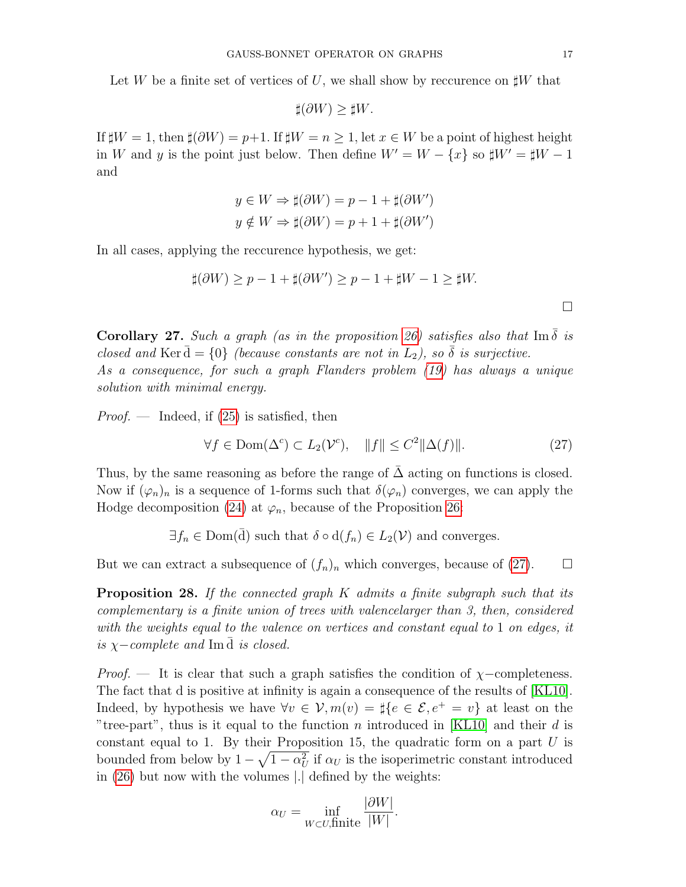Let $W$ be a finite set of vertices of $U$, we shall show by reccurence on $\sharp W$ that

$$\sharp(\partial W) \geq \sharp W.$$

If $\sharp W = 1$, then $\sharp(\partial W) = p+1$. If $\sharp W = n \geq 1$, let $x \in W$ be a point of highest height in $W$ and $y$ is the point just below. Then define $W' = W - \{x\}$ so $\sharp W' = \sharp W - 1$ and

$$y \in W \Rightarrow \sharp(\partial W) = p - 1 + \sharp(\partial W')$$
$$y \notin W \Rightarrow \sharp(\partial W) = p + 1 + \sharp(\partial W')$$

In all cases, applying the reccurence hypothesis, we get:

$$\sharp(\partial W) \geq p - 1 + \sharp(\partial W') \geq p - 1 + \sharp W - 1 \geq \sharp W.$$

□

**Corollary 27.** *Such a graph (as in the proposition 26) satisfies also that* $\operatorname{Im} \bar{\delta}$ *is closed and* $\operatorname{Ker} \bar{\mathrm{d}} = \{0\}$ *(because constants are not in* $L_2$*), so* $\bar{\delta}$ *is surjective.*
*As a consequence, for such a graph Flanders problem (19) has always a unique solution with minimal energy.*

*Proof.* — Indeed, if (25) is satisfied, then

$$\forall f \in \operatorname{Dom}(\Delta^c) \subset L_2(\mathcal{V}^c), \quad \|f\| \leq C^2 \|\Delta(f)\|. \tag{27}$$

Thus, by the same reasoning as before the range of $\bar{\Delta}$ acting on functions is closed. Now if $(\varphi_n)_n$ is a sequence of 1-forms such that $\delta(\varphi_n)$ converges, we can apply the Hodge decomposition (24) at $\varphi_n$, because of the Proposition 26:

$$\exists f_n \in \operatorname{Dom}(\bar{\mathrm{d}}) \text{ such that } \delta \circ \mathrm{d}(f_n) \in L_2(\mathcal{V}) \text{ and converges.}$$

But we can extract a subsequence of $(f_n)_n$ which converges, because of (27). □

**Proposition 28.** *If the connected graph* $K$ *admits a finite subgraph such that its complementary is a finite union of trees with valencelarger than 3, then, considered with the weights equal to the valence on vertices and constant equal to* 1 *on edges, it is* $\chi-$*complete and* $\operatorname{Im} \bar{\mathrm{d}}$ *is closed.*

*Proof.* — It is clear that such a graph satisfies the condition of $\chi-$completeness. The fact that d is positive at infinity is again a consequence of the results of [KL10]. Indeed, by hypothesis we have $\forall v \in \mathcal{V}, m(v) = \sharp\{e \in \mathcal{E}, e^+ = v\}$ at least on the "tree-part", thus is it equal to the function $n$ introduced in [KL10] and their $d$ is constant equal to 1. By their Proposition 15, the quadratic form on a part $U$ is bounded from below by $1 - \sqrt{1 - \alpha_U^2}$ if $\alpha_U$ is the isoperimetric constant introduced in (26) but now with the volumes $|.|$ defined by the weights:

$$\alpha_U = \inf_{W \subset U, \text{finite}} \frac{|\partial W|}{|W|}.$$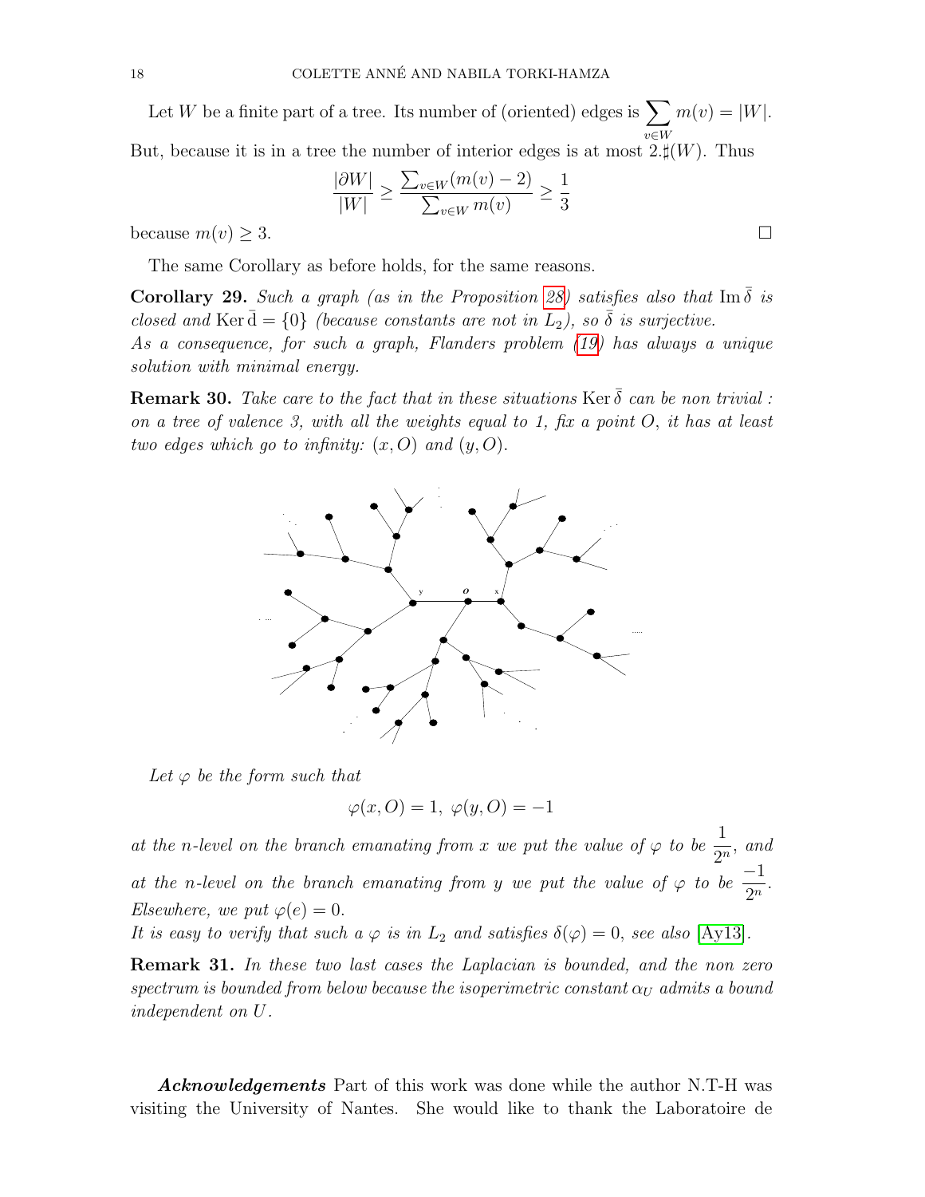Let $W$ be a finite part of a tree. Its number of (oriented) edges is $\sum_{v \in W} m(v) = |W|$. But, because it is in a tree the number of interior edges is at most $2.\sharp(W)$. Thus

$$\frac{|\partial W|}{|W|} \geq \frac{\sum_{v \in W}(m(v)-2)}{\sum_{v \in W} m(v)} \geq \frac{1}{3}$$

because $m(v) \geq 3$. □

The same Corollary as before holds, for the same reasons.

**Corollary 29.** *Such a graph (as in the Proposition 28) satisfies also that* $\operatorname{Im} \bar{\delta}$ *is closed and* $\operatorname{Ker} \bar{\mathrm{d}} = \{0\}$ *(because constants are not in* $L_2$*), so* $\bar{\delta}$ *is surjective.*
*As a consequence, for such a graph, Flanders problem (19) has always a unique solution with minimal energy.*

**Remark 30.** *Take care to the fact that in these situations* $\operatorname{Ker} \bar{\delta}$ *can be non trivial : on a tree of valence 3, with all the weights equal to 1, fix a point* $O$*, it has at least two edges which go to infinity:* $(x, O)$ *and* $(y, O)$*.*

*Let* $\varphi$ *be the form such that*

$$\varphi(x, O) = 1, \ \varphi(y, O) = -1$$

*at the n-level on the branch emanating from* $x$ *we put the value of* $\varphi$ *to be* $\frac{1}{2^n}$*, and at the n-level on the branch emanating from* $y$ *we put the value of* $\varphi$ *to be* $\frac{-1}{2^n}$*. Elsewhere, we put* $\varphi(e) = 0$*.*
*It is easy to verify that such a* $\varphi$ *is in* $L_2$ *and satisfies* $\delta(\varphi) = 0$*, see also [Ay13].*

**Remark 31.** *In these two last cases the Laplacian is bounded, and the non zero spectrum is bounded from below because the isoperimetric constant* $\alpha_U$ *admits a bound independent on* $U$*.*

***Acknowledgements*** Part of this work was done while the author N.T-H was visiting the University of Nantes. She would like to thank the Laboratoire de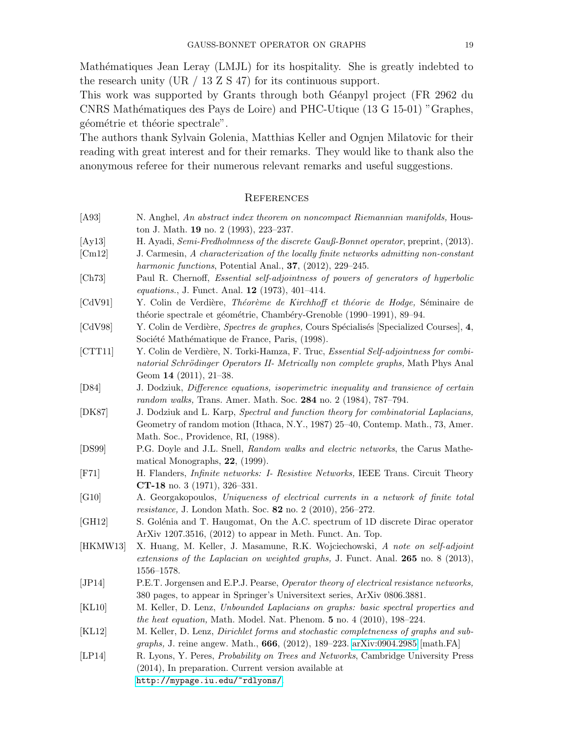Mathématiques Jean Leray (LMJL) for its hospitality. She is greatly indebted to the research unity (UR / 13 Z S 47) for its continuous support.
This work was supported by Grants through both Géanpyl project (FR 2962 du CNRS Mathématiques des Pays de Loire) and PHC-Utique (13 G 15-01) "Graphes, géométrie et théorie spectrale".
The authors thank Sylvain Golenia, Matthias Keller and Ognjen Milatovic for their reading with great interest and for their remarks. They would like to thank also the anonymous referee for their numerous relevant remarks and useful suggestions.

## References

[A93] N. Anghel, *An abstract index theorem on noncompact Riemannian manifolds,* Houston J. Math. **19** no. 2 (1993), 223–237.

[Ay13] H. Ayadi, *Semi-Fredholmness of the discrete Gauß-Bonnet operator*, preprint, (2013).

[Cm12] J. Carmesin, *A characterization of the locally finite networks admitting non-constant harmonic functions*, Potential Anal., **37**, (2012), 229–245.

[Ch73] Paul R. Chernoff, *Essential self-adjointness of powers of generators of hyperbolic equations.*, J. Funct. Anal. **12** (1973), 401–414.

[CdV91] Y. Colin de Verdière, *Théorème de Kirchhoff et théorie de Hodge,* Séminaire de théorie spectrale et géométrie, Chambéry-Grenoble (1990–1991), 89–94.

[CdV98] Y. Colin de Verdière, *Spectres de graphes,* Cours Spécialisés [Specialized Courses], **4**, Société Mathématique de France, Paris, (1998).

[CTT11] Y. Colin de Verdière, N. Torki-Hamza, F. Truc, *Essential Self-adjointness for combinatorial Schrödinger Operators II- Metrically non complete graphs,* Math Phys Anal Geom **14** (2011), 21–38.

[D84] J. Dodziuk, *Difference equations, isoperimetric inequality and transience of certain random walks,* Trans. Amer. Math. Soc. **284** no. 2 (1984), 787–794.

[DK87] J. Dodziuk and L. Karp, *Spectral and function theory for combinatorial Laplacians,* Geometry of random motion (Ithaca, N.Y., 1987) 25–40, Contemp. Math., 73, Amer. Math. Soc., Providence, RI, (1988).

[DS99] P.G. Doyle and J.L. Snell, *Random walks and electric networks*, the Carus Mathematical Monographs, **22**, (1999).

[F71] H. Flanders, *Infinite networks: I- Resistive Networks,* IEEE Trans. Circuit Theory **CT-18** no. 3 (1971), 326–331.

[G10] A. Georgakopoulos, *Uniqueness of electrical currents in a network of finite total resistance,* J. London Math. Soc. **82** no. 2 (2010), 256–272.

[GH12] S. Golénia and T. Haugomat, On the A.C. spectrum of 1D discrete Dirac operator ArXiv 1207.3516, (2012) to appear in Meth. Funct. An. Top.

[HKMW13] X. Huang, M. Keller, J. Masamune, R.K. Wojciechowski, *A note on self-adjoint extensions of the Laplacian on weighted graphs,* J. Funct. Anal. **265** no. 8 (2013), 1556–1578.

[JP14] P.E.T. Jorgensen and E.P.J. Pearse, *Operator theory of electrical resistance networks,* 380 pages, to appear in Springer's Universitext series, ArXiv 0806.3881.

[KL10] M. Keller, D. Lenz, *Unbounded Laplacians on graphs: basic spectral properties and the heat equation,* Math. Model. Nat. Phenom. **5** no. 4 (2010), 198–224.

[KL12] M. Keller, D. Lenz, *Dirichlet forms and stochastic completeness of graphs and subgraphs,* J. reine angew. Math., **666**, (2012), 189–223. arXiv:0904.2985 [math.FA]

[LP14] R. Lyons, Y. Peres, *Probability on Trees and Networks*, Cambridge University Press (2014), In preparation. Current version available at `http://mypage.iu.edu/~rdlyons/`.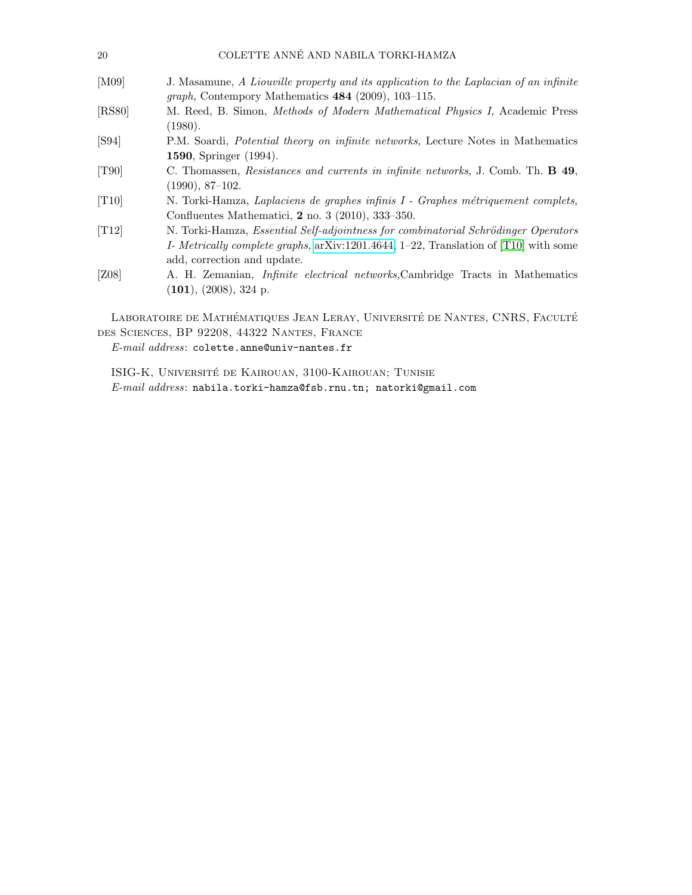[M09] J. Masamune, *A Liouville property and its application to the Laplacian of an infinite graph,* Contempory Mathematics **484** (2009), 103–115.

[RS80] M. Reed, B. Simon, *Methods of Modern Mathematical Physics I,* Academic Press (1980).

[S94] P.M. Soardi, *Potential theory on infinite networks,* Lecture Notes in Mathematics **1590**, Springer (1994).

[T90] C. Thomassen, *Resistances and currents in infinite networks,* J. Comb. Th. **B 49**, (1990), 87–102.

[T10] N. Torki-Hamza, *Laplaciens de graphes infinis I - Graphes métriquement complets,* Confluentes Mathematici, **2** no. 3 (2010), 333–350.

[T12] N. Torki-Hamza, *Essential Self-adjointness for combinatorial Schrödinger Operators I- Metrically complete graphs,* arXiv:1201.4644, 1–22, Translation of [T10] with some add, correction and update.

[Z08] A. H. Zemanian, *Infinite electrical networks,*Cambridge Tracts in Mathematics (**101**), (2008), 324 p.

Laboratoire de Mathématiques Jean Leray, Université de Nantes, CNRS, Faculté des Sciences, BP 92208, 44322 Nantes, France

*E-mail address*: colette.anne@univ-nantes.fr

ISIG-K, Université de Kairouan, 3100-Kairouan; Tunisie

*E-mail address*: nabila.torki-hamza@fsb.rnu.tn; natorki@gmail.com